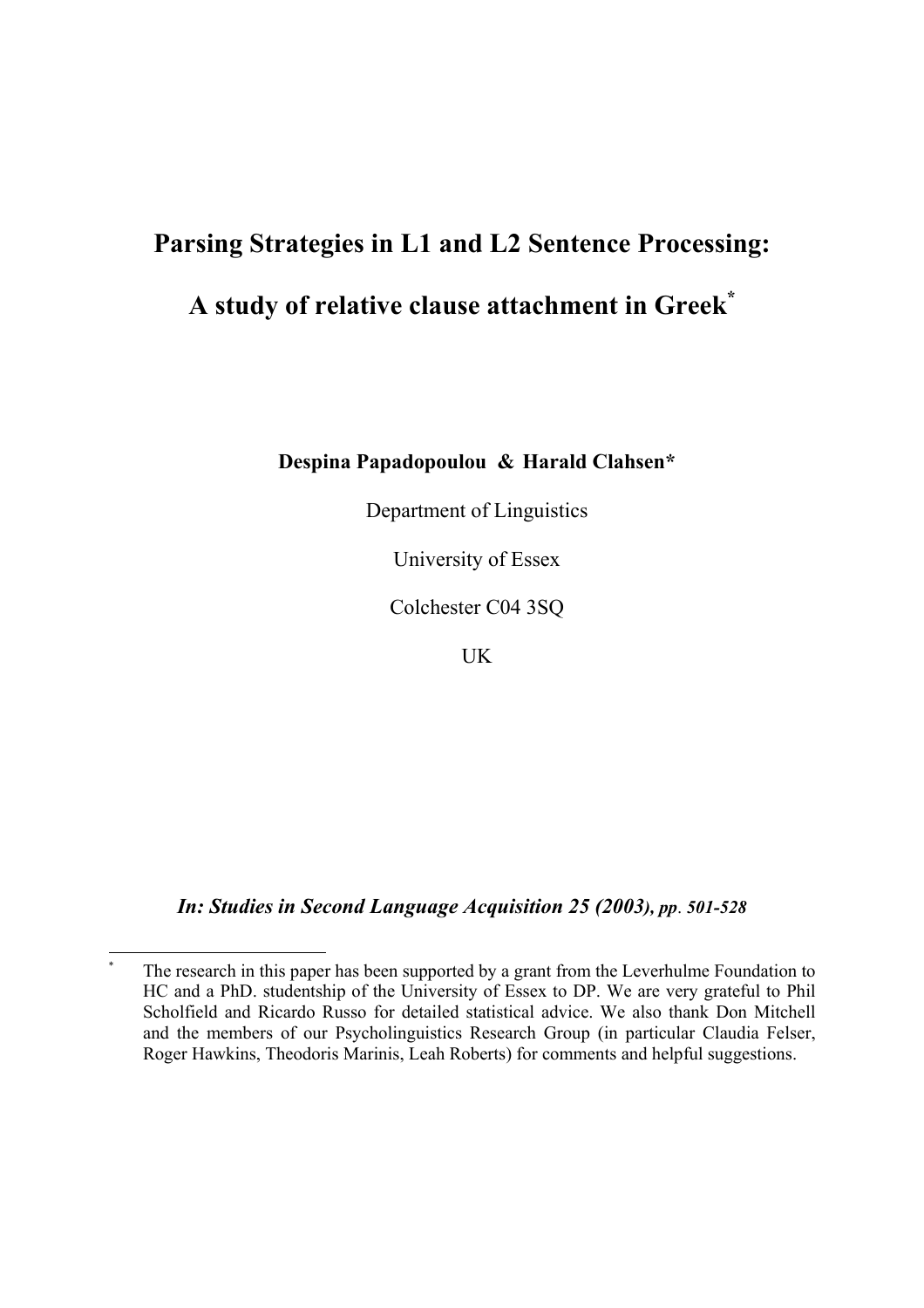# Parsing Strategies in L1 and L2 Sentence Processing:

# A study of relative clause attachment in Greek*

**Despina Papadopoulou & Harald Clahsen***

Department of Linguistics

University of Essex

Colchester C04 3SQ

UK

***In: Studies in Second Language Acquisition 25 (2003), pp. 501-528***

---

\* The research in this paper has been supported by a grant from the Leverhulme Foundation to HC and a PhD. studentship of the University of Essex to DP. We are very grateful to Phil Scholfield and Ricardo Russo for detailed statistical advice. We also thank Don Mitchell and the members of our Psycholinguistics Research Group (in particular Claudia Felser, Roger Hawkins, Theodoris Marinis, Leah Roberts) for comments and helpful suggestions.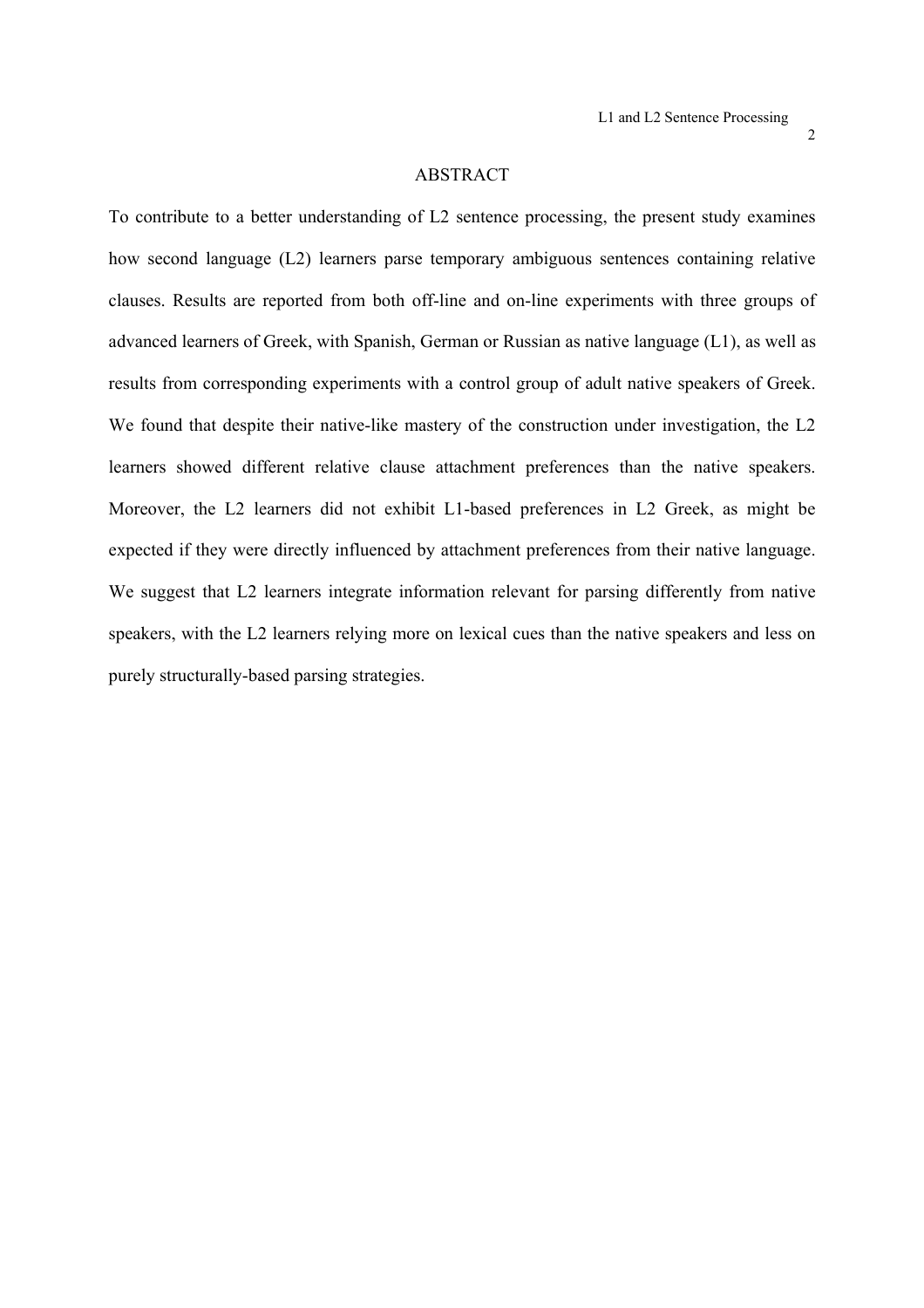## ABSTRACT

To contribute to a better understanding of L2 sentence processing, the present study examines how second language (L2) learners parse temporary ambiguous sentences containing relative clauses. Results are reported from both off-line and on-line experiments with three groups of advanced learners of Greek, with Spanish, German or Russian as native language (L1), as well as results from corresponding experiments with a control group of adult native speakers of Greek. We found that despite their native-like mastery of the construction under investigation, the L2 learners showed different relative clause attachment preferences than the native speakers. Moreover, the L2 learners did not exhibit L1-based preferences in L2 Greek, as might be expected if they were directly influenced by attachment preferences from their native language. We suggest that L2 learners integrate information relevant for parsing differently from native speakers, with the L2 learners relying more on lexical cues than the native speakers and less on purely structurally-based parsing strategies.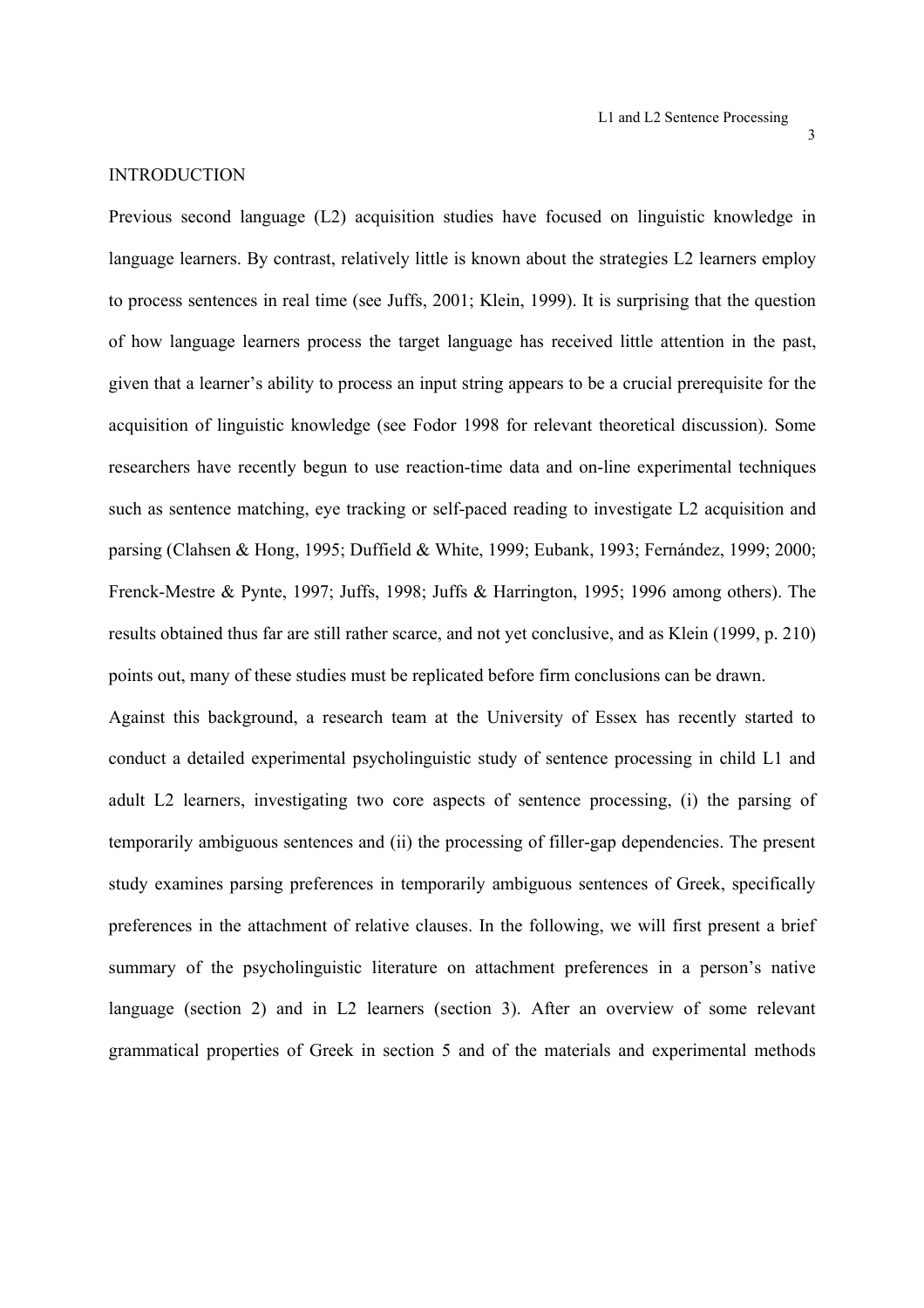## INTRODUCTION

Previous second language (L2) acquisition studies have focused on linguistic knowledge in language learners. By contrast, relatively little is known about the strategies L2 learners employ to process sentences in real time (see Juffs, 2001; Klein, 1999). It is surprising that the question of how language learners process the target language has received little attention in the past, given that a learner's ability to process an input string appears to be a crucial prerequisite for the acquisition of linguistic knowledge (see Fodor 1998 for relevant theoretical discussion). Some researchers have recently begun to use reaction-time data and on-line experimental techniques such as sentence matching, eye tracking or self-paced reading to investigate L2 acquisition and parsing (Clahsen & Hong, 1995; Duffield & White, 1999; Eubank, 1993; Fernández, 1999; 2000; Frenck-Mestre & Pynte, 1997; Juffs, 1998; Juffs & Harrington, 1995; 1996 among others). The results obtained thus far are still rather scarce, and not yet conclusive, and as Klein (1999, p. 210) points out, many of these studies must be replicated before firm conclusions can be drawn.

Against this background, a research team at the University of Essex has recently started to conduct a detailed experimental psycholinguistic study of sentence processing in child L1 and adult L2 learners, investigating two core aspects of sentence processing, (i) the parsing of temporarily ambiguous sentences and (ii) the processing of filler-gap dependencies. The present study examines parsing preferences in temporarily ambiguous sentences of Greek, specifically preferences in the attachment of relative clauses. In the following, we will first present a brief summary of the psycholinguistic literature on attachment preferences in a person's native language (section 2) and in L2 learners (section 3). After an overview of some relevant grammatical properties of Greek in section 5 and of the materials and experimental methods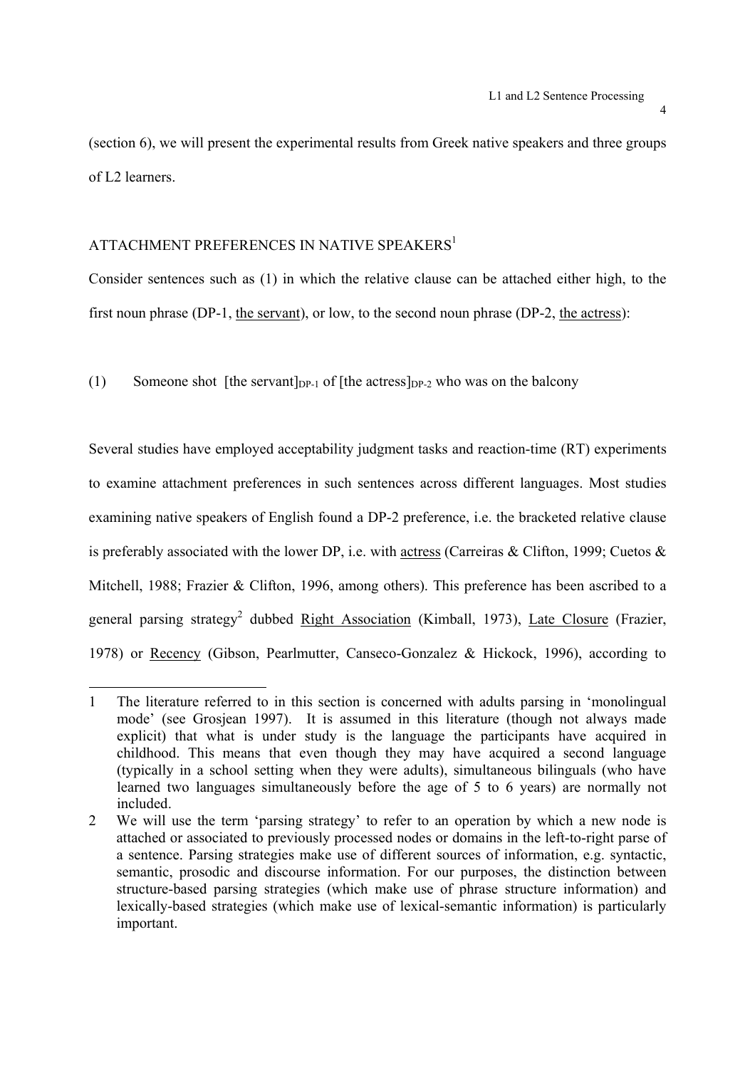(section 6), we will present the experimental results from Greek native speakers and three groups of L2 learners.

## ATTACHMENT PREFERENCES IN NATIVE SPEAKERS[1]

Consider sentences such as (1) in which the relative clause can be attached either high, to the first noun phrase (DP-1, the servant), or low, to the second noun phrase (DP-2, the actress):

(1) Someone shot [the servant]$_{DP-1}$ of [the actress]$_{DP-2}$ who was on the balcony

Several studies have employed acceptability judgment tasks and reaction-time (RT) experiments to examine attachment preferences in such sentences across different languages. Most studies examining native speakers of English found a DP-2 preference, i.e. the bracketed relative clause is preferably associated with the lower DP, i.e. with actress (Carreiras & Clifton, 1999; Cuetos & Mitchell, 1988; Frazier & Clifton, 1996, among others). This preference has been ascribed to a general parsing strategy[2] dubbed Right Association (Kimball, 1973), Late Closure (Frazier, 1978) or Recency (Gibson, Pearlmutter, Canseco-Gonzalez & Hickock, 1996), according to

---

1 The literature referred to in this section is concerned with adults parsing in 'monolingual mode' (see Grosjean 1997). It is assumed in this literature (though not always made explicit) that what is under study is the language the participants have acquired in childhood. This means that even though they may have acquired a second language (typically in a school setting when they were adults), simultaneous bilinguals (who have learned two languages simultaneously before the age of 5 to 6 years) are normally not included.

2 We will use the term 'parsing strategy' to refer to an operation by which a new node is attached or associated to previously processed nodes or domains in the left-to-right parse of a sentence. Parsing strategies make use of different sources of information, e.g. syntactic, semantic, prosodic and discourse information. For our purposes, the distinction between structure-based parsing strategies (which make use of phrase structure information) and lexically-based strategies (which make use of lexical-semantic information) is particularly important.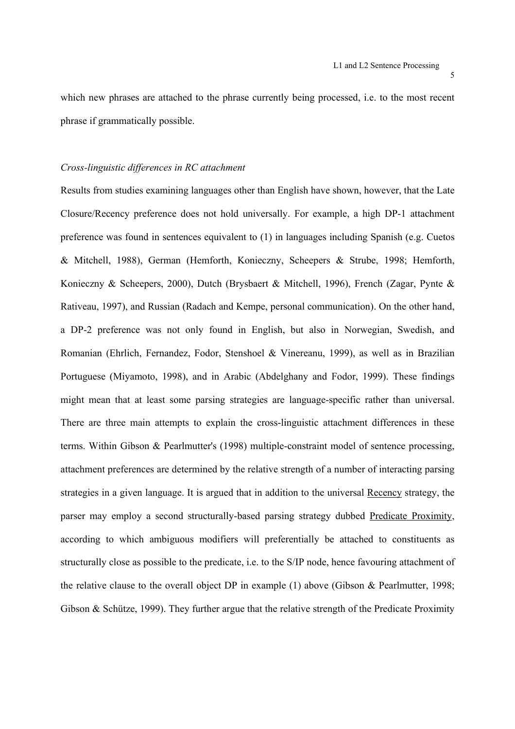which new phrases are attached to the phrase currently being processed, i.e. to the most recent phrase if grammatically possible.

*Cross-linguistic differences in RC attachment*

Results from studies examining languages other than English have shown, however, that the Late Closure/Recency preference does not hold universally. For example, a high DP-1 attachment preference was found in sentences equivalent to (1) in languages including Spanish (e.g. Cuetos & Mitchell, 1988), German (Hemforth, Konieczny, Scheepers & Strube, 1998; Hemforth, Konieczny & Scheepers, 2000), Dutch (Brysbaert & Mitchell, 1996), French (Zagar, Pynte & Rativeau, 1997), and Russian (Radach and Kempe, personal communication). On the other hand, a DP-2 preference was not only found in English, but also in Norwegian, Swedish, and Romanian (Ehrlich, Fernandez, Fodor, Stenshoel & Vinereanu, 1999), as well as in Brazilian Portuguese (Miyamoto, 1998), and in Arabic (Abdelghany and Fodor, 1999). These findings might mean that at least some parsing strategies are language-specific rather than universal. There are three main attempts to explain the cross-linguistic attachment differences in these terms. Within Gibson & Pearlmutter's (1998) multiple-constraint model of sentence processing, attachment preferences are determined by the relative strength of a number of interacting parsing strategies in a given language. It is argued that in addition to the universal <u>Recency</u> strategy, the parser may employ a second structurally-based parsing strategy dubbed <u>Predicate Proximity</u>, according to which ambiguous modifiers will preferentially be attached to constituents as structurally close as possible to the predicate, i.e. to the S/IP node, hence favouring attachment of the relative clause to the overall object DP in example (1) above (Gibson & Pearlmutter, 1998; Gibson & Schütze, 1999). They further argue that the relative strength of the Predicate Proximity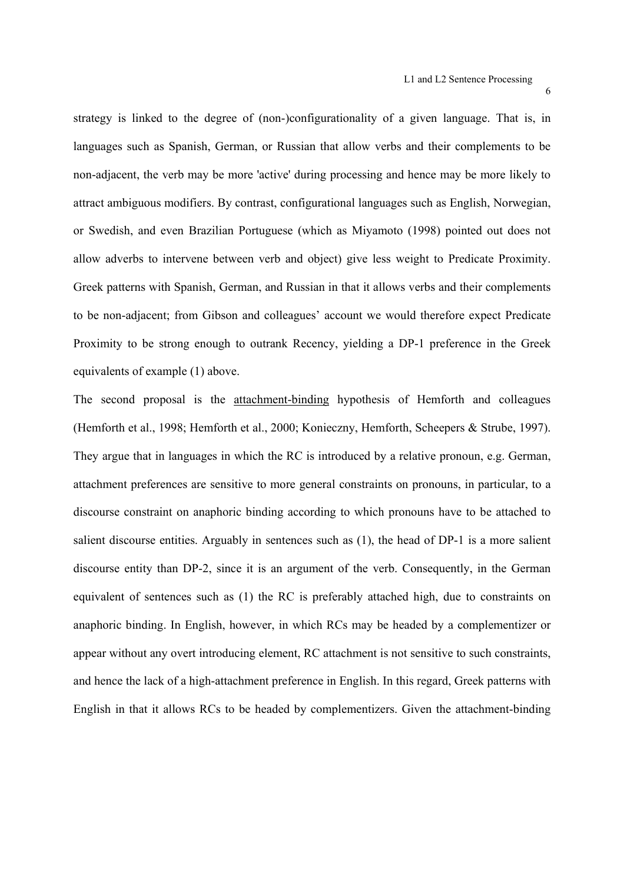strategy is linked to the degree of (non-)configurationality of a given language. That is, in languages such as Spanish, German, or Russian that allow verbs and their complements to be non-adjacent, the verb may be more 'active' during processing and hence may be more likely to attract ambiguous modifiers. By contrast, configurational languages such as English, Norwegian, or Swedish, and even Brazilian Portuguese (which as Miyamoto (1998) pointed out does not allow adverbs to intervene between verb and object) give less weight to Predicate Proximity. Greek patterns with Spanish, German, and Russian in that it allows verbs and their complements to be non-adjacent; from Gibson and colleagues' account we would therefore expect Predicate Proximity to be strong enough to outrank Recency, yielding a DP-1 preference in the Greek equivalents of example (1) above.

The second proposal is the <u>attachment-binding</u> hypothesis of Hemforth and colleagues (Hemforth et al., 1998; Hemforth et al., 2000; Konieczny, Hemforth, Scheepers & Strube, 1997). They argue that in languages in which the RC is introduced by a relative pronoun, e.g. German, attachment preferences are sensitive to more general constraints on pronouns, in particular, to a discourse constraint on anaphoric binding according to which pronouns have to be attached to salient discourse entities. Arguably in sentences such as (1), the head of DP-1 is a more salient discourse entity than DP-2, since it is an argument of the verb. Consequently, in the German equivalent of sentences such as (1) the RC is preferably attached high, due to constraints on anaphoric binding. In English, however, in which RCs may be headed by a complementizer or appear without any overt introducing element, RC attachment is not sensitive to such constraints, and hence the lack of a high-attachment preference in English. In this regard, Greek patterns with English in that it allows RCs to be headed by complementizers. Given the attachment-binding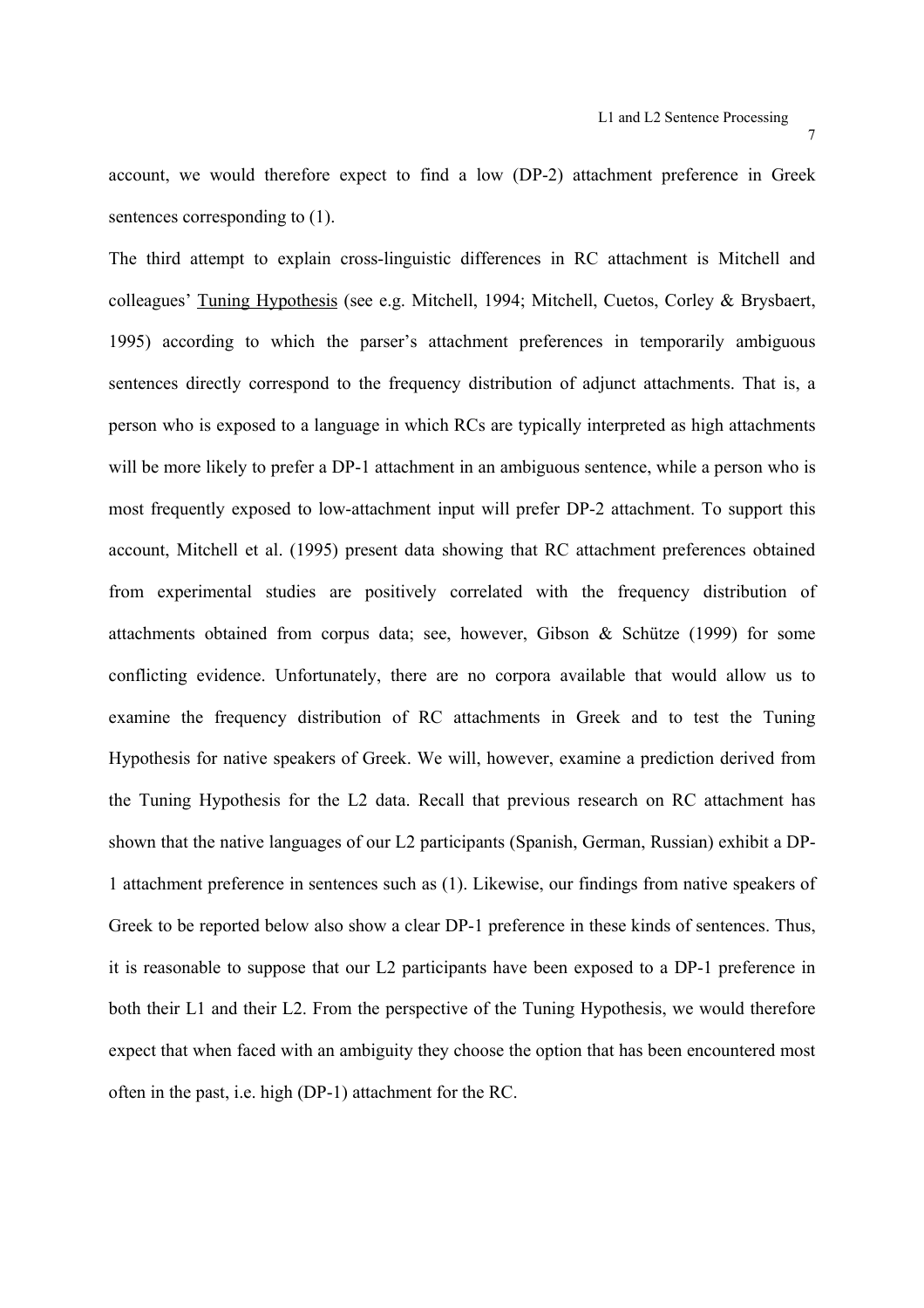account, we would therefore expect to find a low (DP-2) attachment preference in Greek sentences corresponding to (1).

The third attempt to explain cross-linguistic differences in RC attachment is Mitchell and colleagues' Tuning Hypothesis (see e.g. Mitchell, 1994; Mitchell, Cuetos, Corley & Brysbaert, 1995) according to which the parser's attachment preferences in temporarily ambiguous sentences directly correspond to the frequency distribution of adjunct attachments. That is, a person who is exposed to a language in which RCs are typically interpreted as high attachments will be more likely to prefer a DP-1 attachment in an ambiguous sentence, while a person who is most frequently exposed to low-attachment input will prefer DP-2 attachment. To support this account, Mitchell et al. (1995) present data showing that RC attachment preferences obtained from experimental studies are positively correlated with the frequency distribution of attachments obtained from corpus data; see, however, Gibson & Schütze (1999) for some conflicting evidence. Unfortunately, there are no corpora available that would allow us to examine the frequency distribution of RC attachments in Greek and to test the Tuning Hypothesis for native speakers of Greek. We will, however, examine a prediction derived from the Tuning Hypothesis for the L2 data. Recall that previous research on RC attachment has shown that the native languages of our L2 participants (Spanish, German, Russian) exhibit a DP-1 attachment preference in sentences such as (1). Likewise, our findings from native speakers of Greek to be reported below also show a clear DP-1 preference in these kinds of sentences. Thus, it is reasonable to suppose that our L2 participants have been exposed to a DP-1 preference in both their L1 and their L2. From the perspective of the Tuning Hypothesis, we would therefore expect that when faced with an ambiguity they choose the option that has been encountered most often in the past, i.e. high (DP-1) attachment for the RC.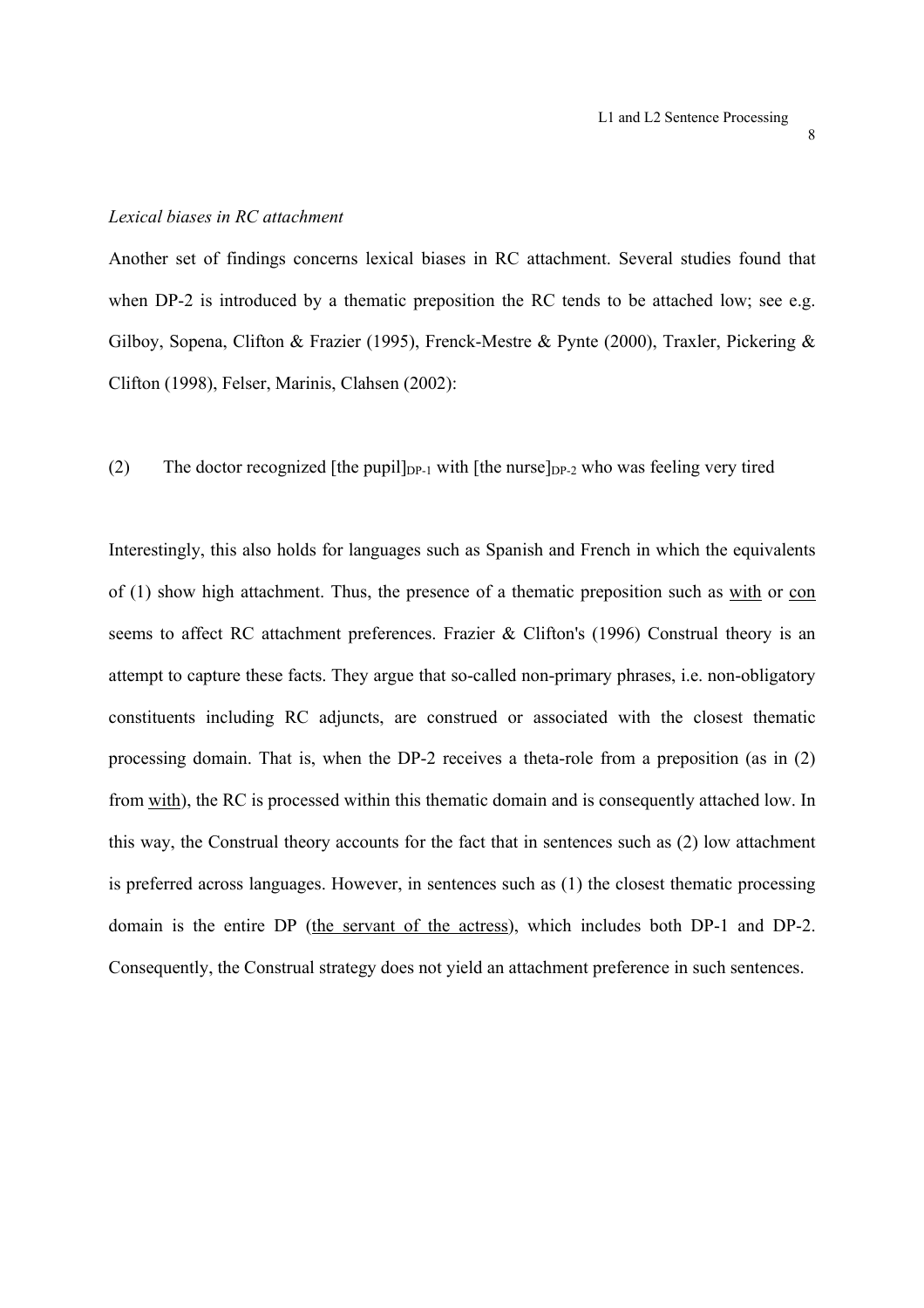*Lexical biases in RC attachment*

Another set of findings concerns lexical biases in RC attachment. Several studies found that when DP-2 is introduced by a thematic preposition the RC tends to be attached low; see e.g. Gilboy, Sopena, Clifton & Frazier (1995), Frenck-Mestre & Pynte (2000), Traxler, Pickering & Clifton (1998), Felser, Marinis, Clahsen (2002):

(2) The doctor recognized [the pupil]$_{DP\text{-}1}$ with [the nurse]$_{DP\text{-}2}$ who was feeling very tired

Interestingly, this also holds for languages such as Spanish and French in which the equivalents of (1) show high attachment. Thus, the presence of a thematic preposition such as <u>with</u> or <u>con</u> seems to affect RC attachment preferences. Frazier & Clifton's (1996) Construal theory is an attempt to capture these facts. They argue that so-called non-primary phrases, i.e. non-obligatory constituents including RC adjuncts, are construed or associated with the closest thematic processing domain. That is, when the DP-2 receives a theta-role from a preposition (as in (2) from <u>with</u>), the RC is processed within this thematic domain and is consequently attached low. In this way, the Construal theory accounts for the fact that in sentences such as (2) low attachment is preferred across languages. However, in sentences such as (1) the closest thematic processing domain is the entire DP (<u>the servant of the actress</u>), which includes both DP-1 and DP-2. Consequently, the Construal strategy does not yield an attachment preference in such sentences.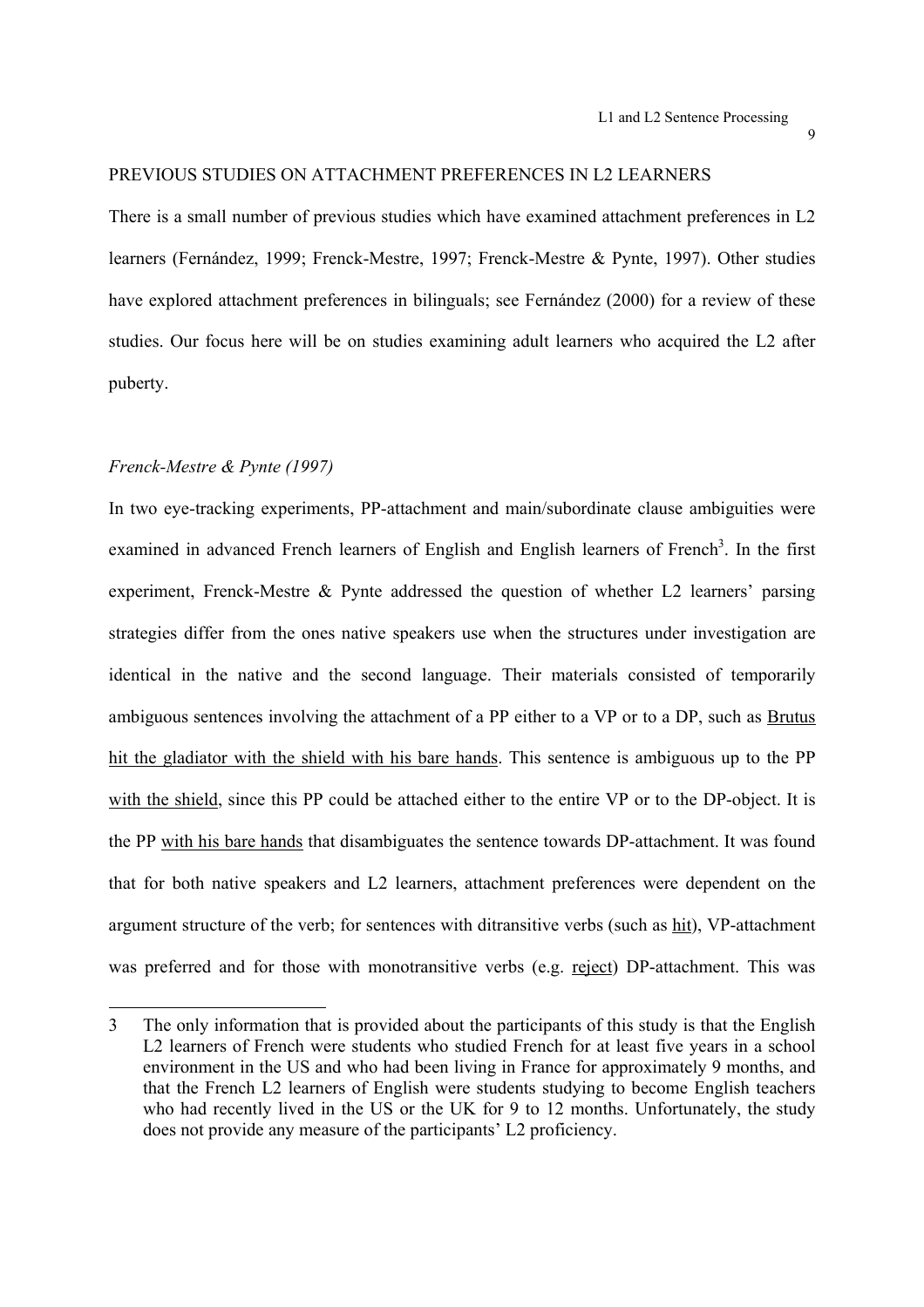## PREVIOUS STUDIES ON ATTACHMENT PREFERENCES IN L2 LEARNERS

There is a small number of previous studies which have examined attachment preferences in L2 learners (Fernández, 1999; Frenck-Mestre, 1997; Frenck-Mestre & Pynte, 1997). Other studies have explored attachment preferences in bilinguals; see Fernández (2000) for a review of these studies. Our focus here will be on studies examining adult learners who acquired the L2 after puberty.

### *Frenck-Mestre & Pynte (1997)*

In two eye-tracking experiments, PP-attachment and main/subordinate clause ambiguities were examined in advanced French learners of English and English learners of French[3]. In the first experiment, Frenck-Mestre & Pynte addressed the question of whether L2 learners' parsing strategies differ from the ones native speakers use when the structures under investigation are identical in the native and the second language. Their materials consisted of temporarily ambiguous sentences involving the attachment of a PP either to a VP or to a DP, such as Brutus hit the gladiator with the shield with his bare hands. This sentence is ambiguous up to the PP with the shield, since this PP could be attached either to the entire VP or to the DP-object. It is the PP with his bare hands that disambiguates the sentence towards DP-attachment. It was found that for both native speakers and L2 learners, attachment preferences were dependent on the argument structure of the verb; for sentences with ditransitive verbs (such as hit), VP-attachment was preferred and for those with monotransitive verbs (e.g. reject) DP-attachment. This was

3 The only information that is provided about the participants of this study is that the English L2 learners of French were students who studied French for at least five years in a school environment in the US and who had been living in France for approximately 9 months, and that the French L2 learners of English were students studying to become English teachers who had recently lived in the US or the UK for 9 to 12 months. Unfortunately, the study does not provide any measure of the participants' L2 proficiency.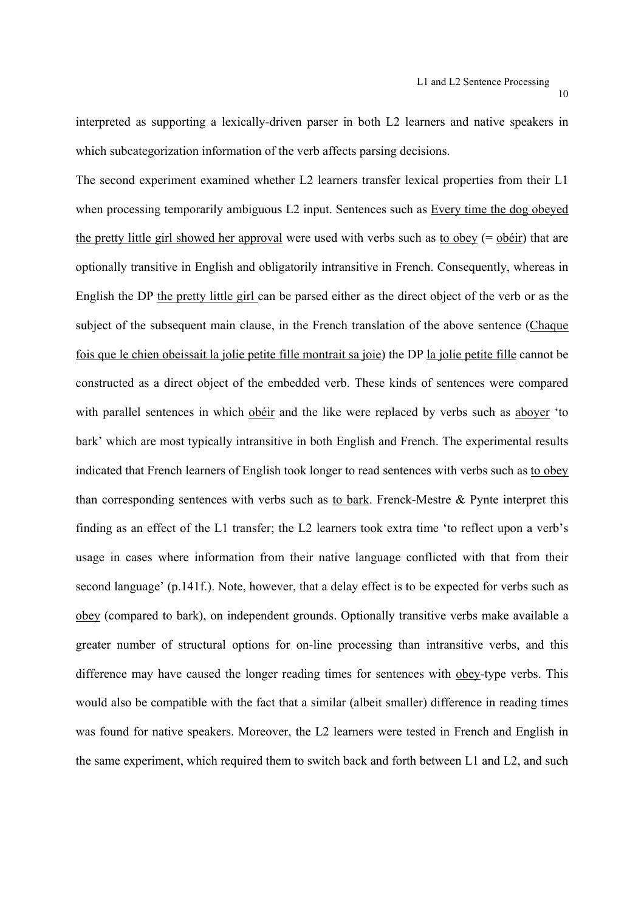interpreted as supporting a lexically-driven parser in both L2 learners and native speakers in which subcategorization information of the verb affects parsing decisions.

The second experiment examined whether L2 learners transfer lexical properties from their L1 when processing temporarily ambiguous L2 input. Sentences such as Every time the dog obeyed the pretty little girl showed her approval were used with verbs such as to obey (= obéir) that are optionally transitive in English and obligatorily intransitive in French. Consequently, whereas in English the DP the pretty little girl can be parsed either as the direct object of the verb or as the subject of the subsequent main clause, in the French translation of the above sentence (Chaque fois que le chien obeissait la jolie petite fille montrait sa joie) the DP la jolie petite fille cannot be constructed as a direct object of the embedded verb. These kinds of sentences were compared with parallel sentences in which obéir and the like were replaced by verbs such as aboyer 'to bark' which are most typically intransitive in both English and French. The experimental results indicated that French learners of English took longer to read sentences with verbs such as to obey than corresponding sentences with verbs such as to bark. Frenck-Mestre & Pynte interpret this finding as an effect of the L1 transfer; the L2 learners took extra time 'to reflect upon a verb's usage in cases where information from their native language conflicted with that from their second language' (p.141f.). Note, however, that a delay effect is to be expected for verbs such as obey (compared to bark), on independent grounds. Optionally transitive verbs make available a greater number of structural options for on-line processing than intransitive verbs, and this difference may have caused the longer reading times for sentences with obey-type verbs. This would also be compatible with the fact that a similar (albeit smaller) difference in reading times was found for native speakers. Moreover, the L2 learners were tested in French and English in the same experiment, which required them to switch back and forth between L1 and L2, and such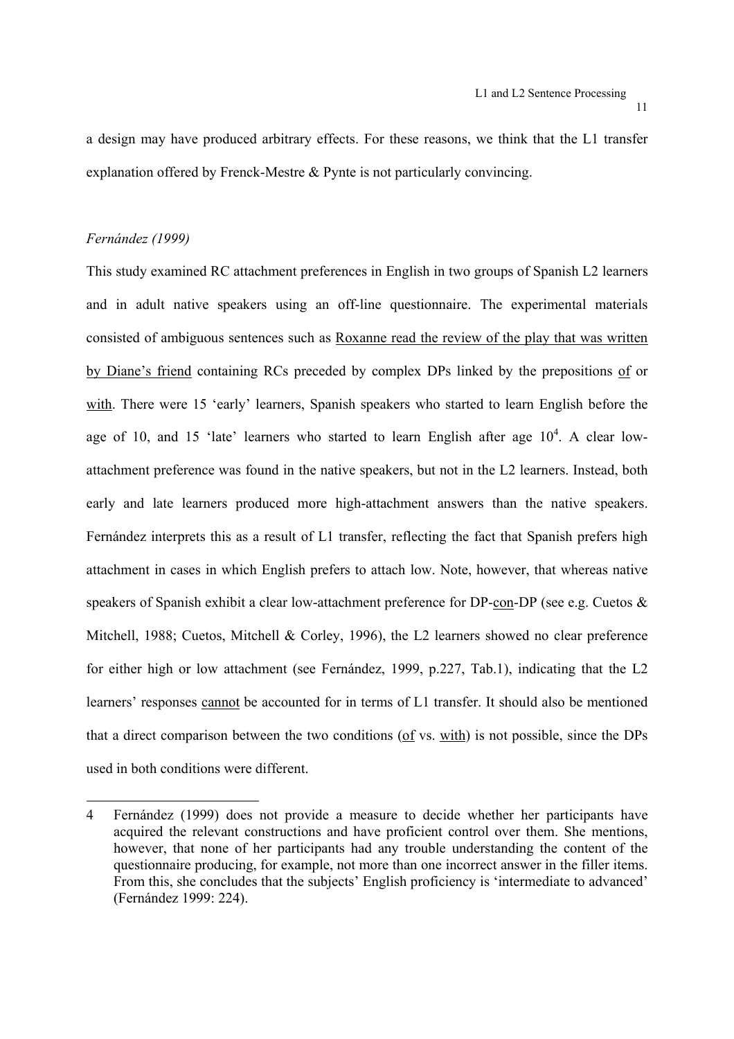a design may have produced arbitrary effects. For these reasons, we think that the L1 transfer explanation offered by Frenck-Mestre & Pynte is not particularly convincing.

*Fernández (1999)*

This study examined RC attachment preferences in English in two groups of Spanish L2 learners and in adult native speakers using an off-line questionnaire. The experimental materials consisted of ambiguous sentences such as <u>Roxanne read the review of the play that was written by Diane's friend</u> containing RCs preceded by complex DPs linked by the prepositions <u>of</u> or <u>with</u>. There were 15 'early' learners, Spanish speakers who started to learn English before the age of 10, and 15 'late' learners who started to learn English after age 10[4]. A clear low-attachment preference was found in the native speakers, but not in the L2 learners. Instead, both early and late learners produced more high-attachment answers than the native speakers. Fernández interprets this as a result of L1 transfer, reflecting the fact that Spanish prefers high attachment in cases in which English prefers to attach low. Note, however, that whereas native speakers of Spanish exhibit a clear low-attachment preference for DP-<u>con</u>-DP (see e.g. Cuetos & Mitchell, 1988; Cuetos, Mitchell & Corley, 1996), the L2 learners showed no clear preference for either high or low attachment (see Fernández, 1999, p.227, Tab.1), indicating that the L2 learners' responses <u>cannot</u> be accounted for in terms of L1 transfer. It should also be mentioned that a direct comparison between the two conditions (<u>of</u> vs. <u>with</u>) is not possible, since the DPs used in both conditions were different.

---

4 Fernández (1999) does not provide a measure to decide whether her participants have acquired the relevant constructions and have proficient control over them. She mentions, however, that none of her participants had any trouble understanding the content of the questionnaire producing, for example, not more than one incorrect answer in the filler items. From this, she concludes that the subjects' English proficiency is 'intermediate to advanced' (Fernández 1999: 224).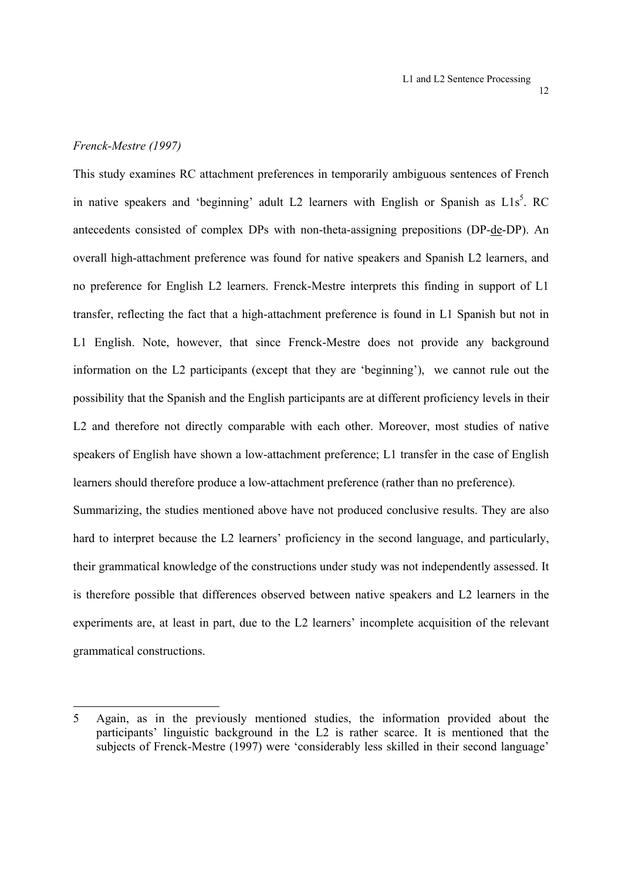*Frenck-Mestre (1997)*

This study examines RC attachment preferences in temporarily ambiguous sentences of French in native speakers and 'beginning' adult L2 learners with English or Spanish as L1s[5]. RC antecedents consisted of complex DPs with non-theta-assigning prepositions (DP-de-DP). An overall high-attachment preference was found for native speakers and Spanish L2 learners, and no preference for English L2 learners. Frenck-Mestre interprets this finding in support of L1 transfer, reflecting the fact that a high-attachment preference is found in L1 Spanish but not in L1 English. Note, however, that since Frenck-Mestre does not provide any background information on the L2 participants (except that they are 'beginning'), we cannot rule out the possibility that the Spanish and the English participants are at different proficiency levels in their L2 and therefore not directly comparable with each other. Moreover, most studies of native speakers of English have shown a low-attachment preference; L1 transfer in the case of English learners should therefore produce a low-attachment preference (rather than no preference).

Summarizing, the studies mentioned above have not produced conclusive results. They are also hard to interpret because the L2 learners' proficiency in the second language, and particularly, their grammatical knowledge of the constructions under study was not independently assessed. It is therefore possible that differences observed between native speakers and L2 learners in the experiments are, at least in part, due to the L2 learners' incomplete acquisition of the relevant grammatical constructions.

---

5 Again, as in the previously mentioned studies, the information provided about the participants' linguistic background in the L2 is rather scarce. It is mentioned that the subjects of Frenck-Mestre (1997) were 'considerably less skilled in their second language'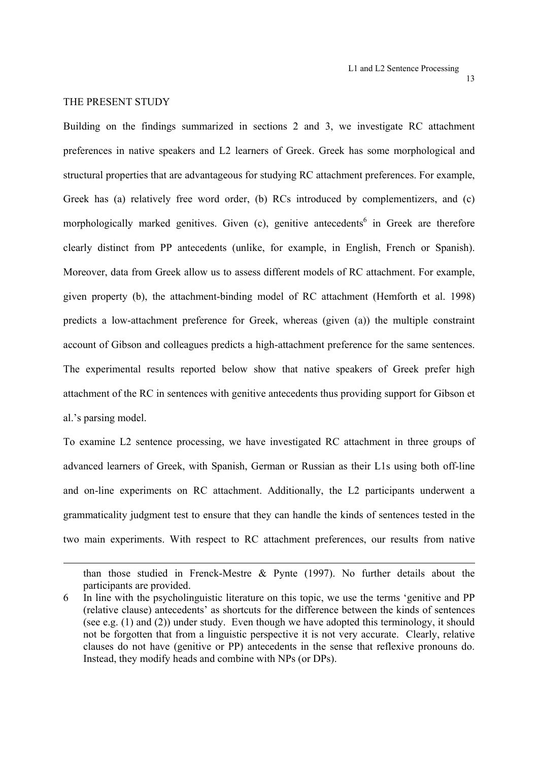## THE PRESENT STUDY

Building on the findings summarized in sections 2 and 3, we investigate RC attachment preferences in native speakers and L2 learners of Greek. Greek has some morphological and structural properties that are advantageous for studying RC attachment preferences. For example, Greek has (a) relatively free word order, (b) RCs introduced by complementizers, and (c) morphologically marked genitives. Given (c), genitive antecedents[6] in Greek are therefore clearly distinct from PP antecedents (unlike, for example, in English, French or Spanish). Moreover, data from Greek allow us to assess different models of RC attachment. For example, given property (b), the attachment-binding model of RC attachment (Hemforth et al. 1998) predicts a low-attachment preference for Greek, whereas (given (a)) the multiple constraint account of Gibson and colleagues predicts a high-attachment preference for the same sentences. The experimental results reported below show that native speakers of Greek prefer high attachment of the RC in sentences with genitive antecedents thus providing support for Gibson et al.'s parsing model.

To examine L2 sentence processing, we have investigated RC attachment in three groups of advanced learners of Greek, with Spanish, German or Russian as their L1s using both off-line and on-line experiments on RC attachment. Additionally, the L2 participants underwent a grammaticality judgment test to ensure that they can handle the kinds of sentences tested in the two main experiments. With respect to RC attachment preferences, our results from native

---

than those studied in Frenck-Mestre & Pynte (1997). No further details about the participants are provided.

6 In line with the psycholinguistic literature on this topic, we use the terms 'genitive and PP (relative clause) antecedents' as shortcuts for the difference between the kinds of sentences (see e.g. (1) and (2)) under study. Even though we have adopted this terminology, it should not be forgotten that from a linguistic perspective it is not very accurate. Clearly, relative clauses do not have (genitive or PP) antecedents in the sense that reflexive pronouns do. Instead, they modify heads and combine with NPs (or DPs).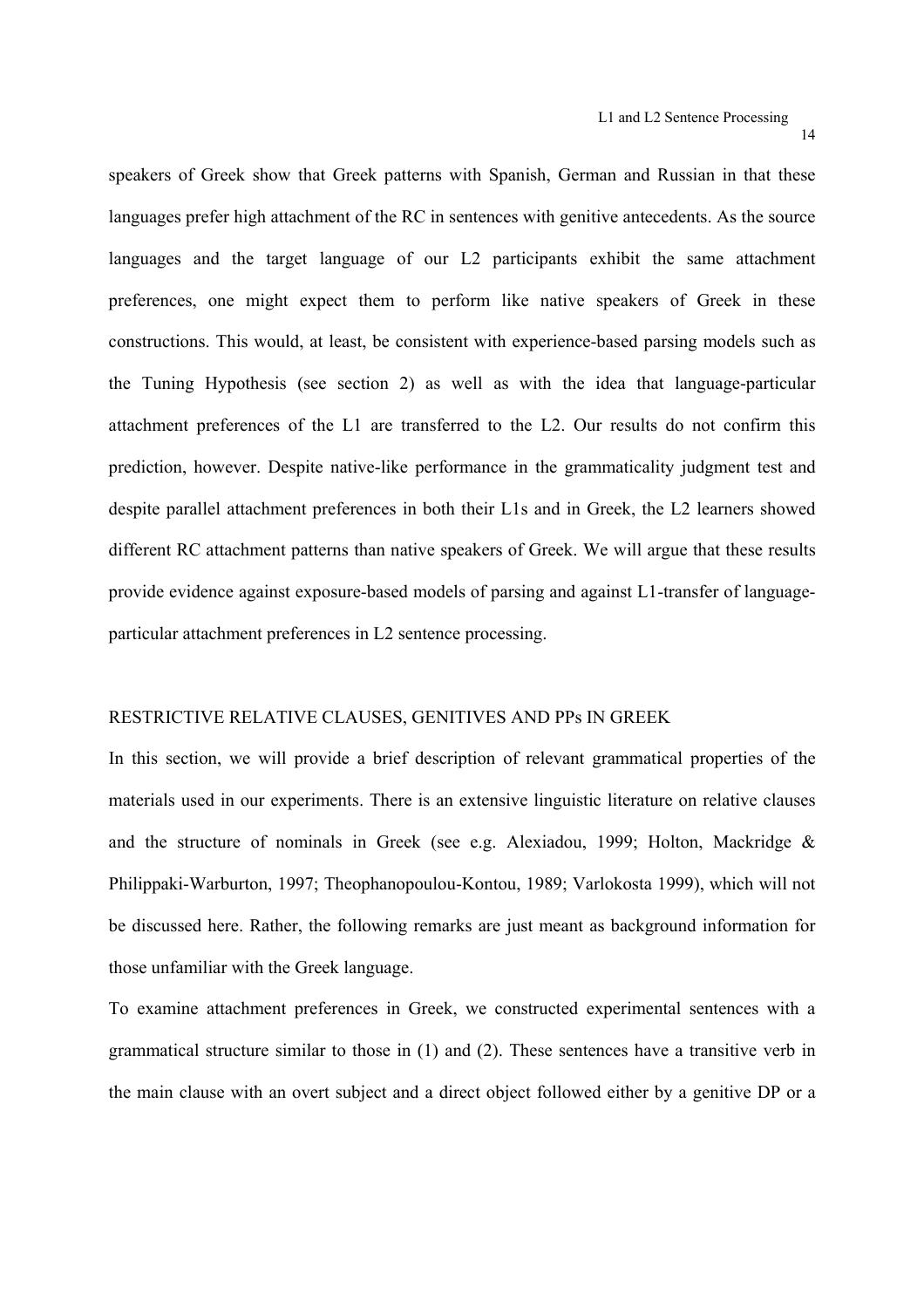speakers of Greek show that Greek patterns with Spanish, German and Russian in that these languages prefer high attachment of the RC in sentences with genitive antecedents. As the source languages and the target language of our L2 participants exhibit the same attachment preferences, one might expect them to perform like native speakers of Greek in these constructions. This would, at least, be consistent with experience-based parsing models such as the Tuning Hypothesis (see section 2) as well as with the idea that language-particular attachment preferences of the L1 are transferred to the L2. Our results do not confirm this prediction, however. Despite native-like performance in the grammaticality judgment test and despite parallel attachment preferences in both their L1s and in Greek, the L2 learners showed different RC attachment patterns than native speakers of Greek. We will argue that these results provide evidence against exposure-based models of parsing and against L1-transfer of language-particular attachment preferences in L2 sentence processing.

## RESTRICTIVE RELATIVE CLAUSES, GENITIVES AND PPs IN GREEK

In this section, we will provide a brief description of relevant grammatical properties of the materials used in our experiments. There is an extensive linguistic literature on relative clauses and the structure of nominals in Greek (see e.g. Alexiadou, 1999; Holton, Mackridge & Philippaki-Warburton, 1997; Theophanopoulou-Kontou, 1989; Varlokosta 1999), which will not be discussed here. Rather, the following remarks are just meant as background information for those unfamiliar with the Greek language.

To examine attachment preferences in Greek, we constructed experimental sentences with a grammatical structure similar to those in (1) and (2). These sentences have a transitive verb in the main clause with an overt subject and a direct object followed either by a genitive DP or a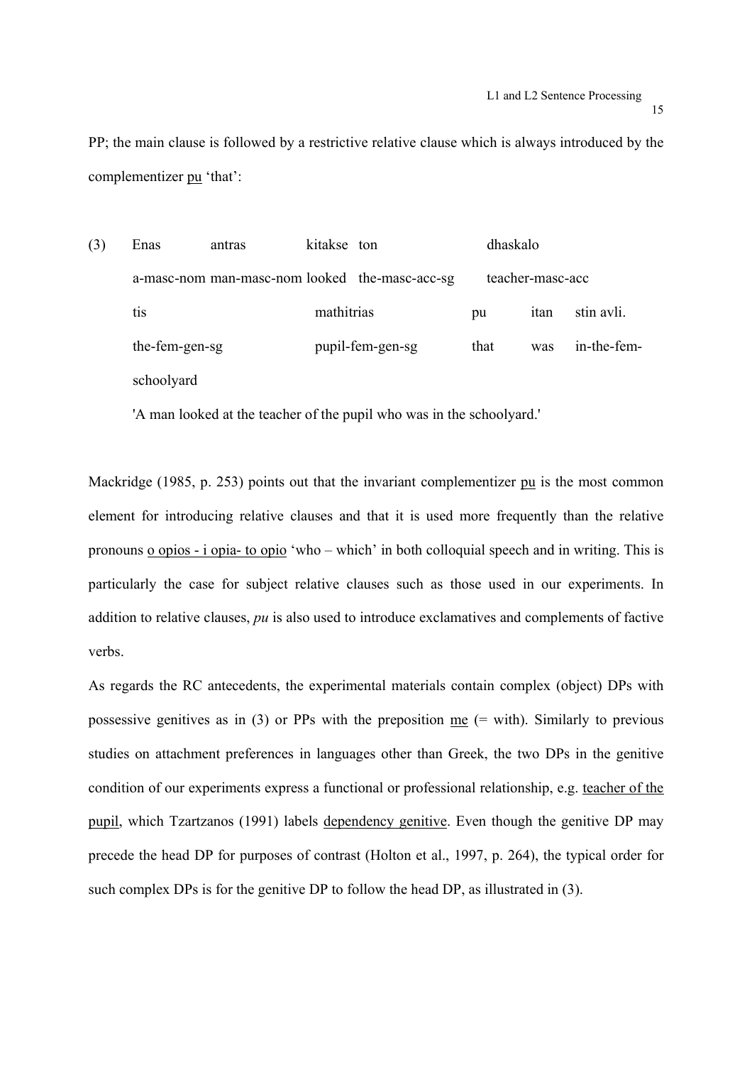PP; the main clause is followed by a restrictive relative clause which is always introduced by the complementizer pu 'that':

(3) Enas antras kitakse ton dhaskalo
a-masc-nom man-masc-nom looked the-masc-acc-sg teacher-masc-acc
tis mathitrias pu itan stin avli.
the-fem-gen-sg pupil-fem-gen-sg that was in-the-fem-schoolyard
'A man looked at the teacher of the pupil who was in the schoolyard.'

Mackridge (1985, p. 253) points out that the invariant complementizer pu is the most common element for introducing relative clauses and that it is used more frequently than the relative pronouns o opios - i opia- to opio 'who – which' in both colloquial speech and in writing. This is particularly the case for subject relative clauses such as those used in our experiments. In addition to relative clauses, *pu* is also used to introduce exclamatives and complements of factive verbs.

As regards the RC antecedents, the experimental materials contain complex (object) DPs with possessive genitives as in (3) or PPs with the preposition me (= with). Similarly to previous studies on attachment preferences in languages other than Greek, the two DPs in the genitive condition of our experiments express a functional or professional relationship, e.g. teacher of the pupil, which Tzartzanos (1991) labels dependency genitive. Even though the genitive DP may precede the head DP for purposes of contrast (Holton et al., 1997, p. 264), the typical order for such complex DPs is for the genitive DP to follow the head DP, as illustrated in (3).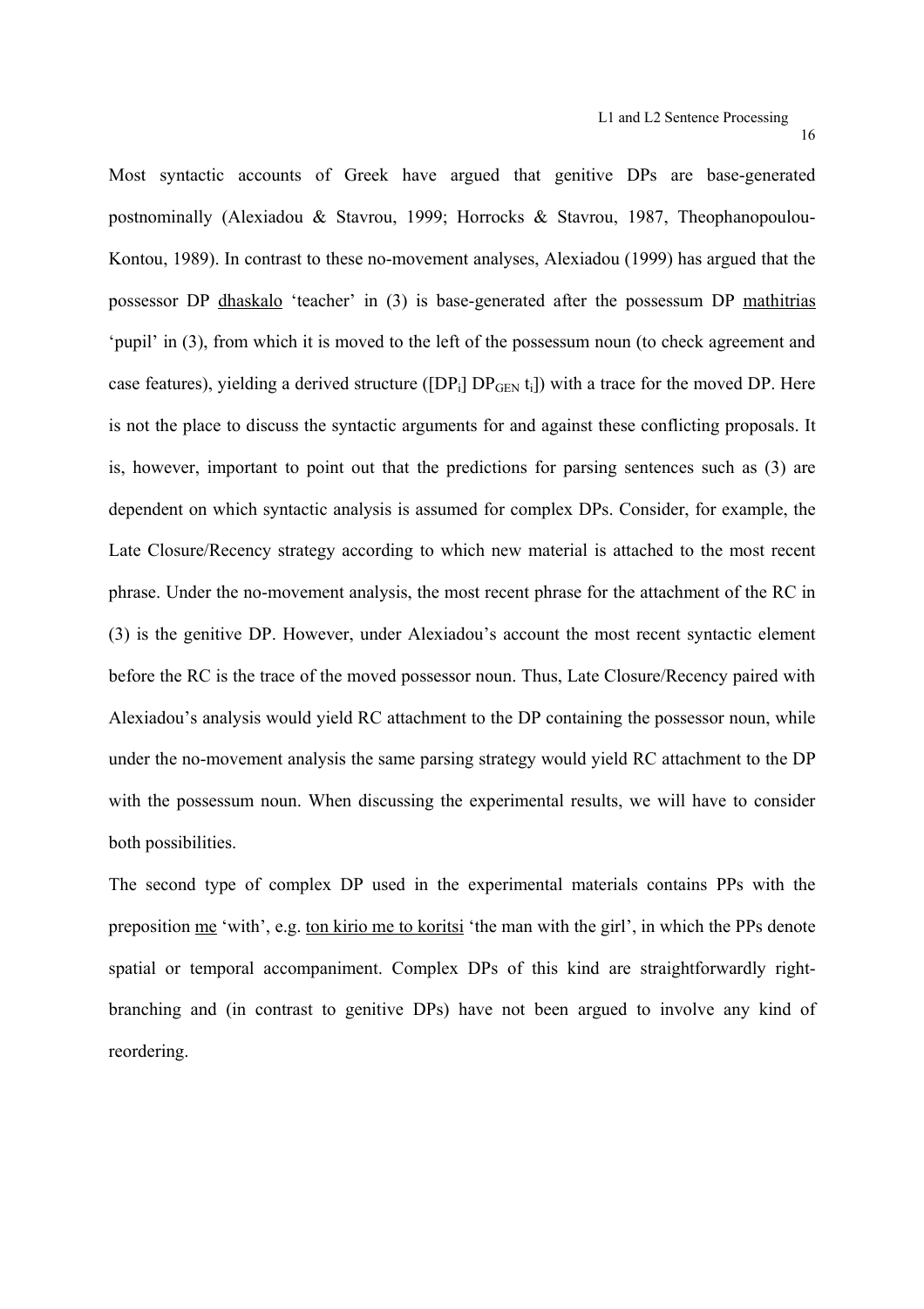Most syntactic accounts of Greek have argued that genitive DPs are base-generated postnominally (Alexiadou & Stavrou, 1999; Horrocks & Stavrou, 1987, Theophanopoulou-Kontou, 1989). In contrast to these no-movement analyses, Alexiadou (1999) has argued that the possessor DP dhaskalo 'teacher' in (3) is base-generated after the possessum DP mathitrias 'pupil' in (3), from which it is moved to the left of the possessum noun (to check agreement and case features), yielding a derived structure ([$DP_i$] $DP_{GEN}$ $t_i$]) with a trace for the moved DP. Here is not the place to discuss the syntactic arguments for and against these conflicting proposals. It is, however, important to point out that the predictions for parsing sentences such as (3) are dependent on which syntactic analysis is assumed for complex DPs. Consider, for example, the Late Closure/Recency strategy according to which new material is attached to the most recent phrase. Under the no-movement analysis, the most recent phrase for the attachment of the RC in (3) is the genitive DP. However, under Alexiadou's account the most recent syntactic element before the RC is the trace of the moved possessor noun. Thus, Late Closure/Recency paired with Alexiadou's analysis would yield RC attachment to the DP containing the possessor noun, while under the no-movement analysis the same parsing strategy would yield RC attachment to the DP with the possessum noun. When discussing the experimental results, we will have to consider both possibilities.

The second type of complex DP used in the experimental materials contains PPs with the preposition me 'with', e.g. ton kirio me to koritsi 'the man with the girl', in which the PPs denote spatial or temporal accompaniment. Complex DPs of this kind are straightforwardly right-branching and (in contrast to genitive DPs) have not been argued to involve any kind of reordering.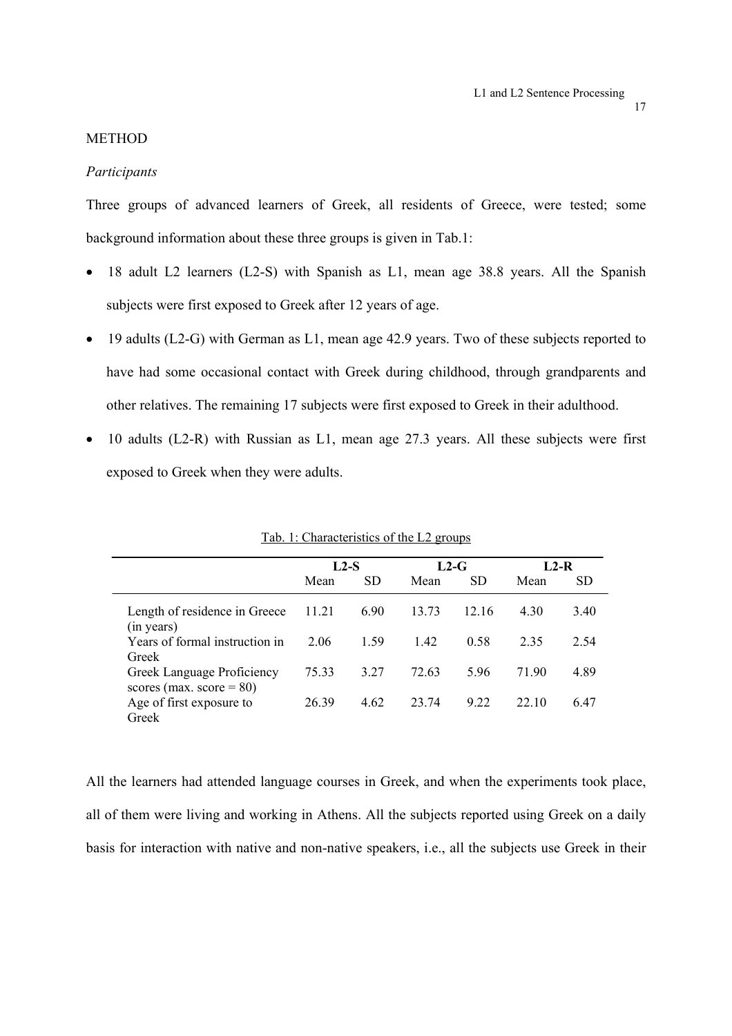METHOD

*Participants*

Three groups of advanced learners of Greek, all residents of Greece, were tested; some background information about these three groups is given in Tab.1:

- 18 adult L2 learners (L2-S) with Spanish as L1, mean age 38.8 years. All the Spanish subjects were first exposed to Greek after 12 years of age.
- 19 adults (L2-G) with German as L1, mean age 42.9 years. Two of these subjects reported to have had some occasional contact with Greek during childhood, through grandparents and other relatives. The remaining 17 subjects were first exposed to Greek in their adulthood.
- 10 adults (L2-R) with Russian as L1, mean age 27.3 years. All these subjects were first exposed to Greek when they were adults.

Tab. 1: Characteristics of the L2 groups

| | **L2-S** | | **L2-G** | | **L2-R** | |
|---|---|---|---|---|---|---|
| | Mean | SD | Mean | SD | Mean | SD |
| Length of residence in Greece (in years) | 11.21 | 6.90 | 13.73 | 12.16 | 4.30 | 3.40 |
| Years of formal instruction in Greek | 2.06 | 1.59 | 1.42 | 0.58 | 2.35 | 2.54 |
| Greek Language Proficiency scores (max. score = 80) | 75.33 | 3.27 | 72.63 | 5.96 | 71.90 | 4.89 |
| Age of first exposure to Greek | 26.39 | 4.62 | 23.74 | 9.22 | 22.10 | 6.47 |

All the learners had attended language courses in Greek, and when the experiments took place, all of them were living and working in Athens. All the subjects reported using Greek on a daily basis for interaction with native and non-native speakers, i.e., all the subjects use Greek in their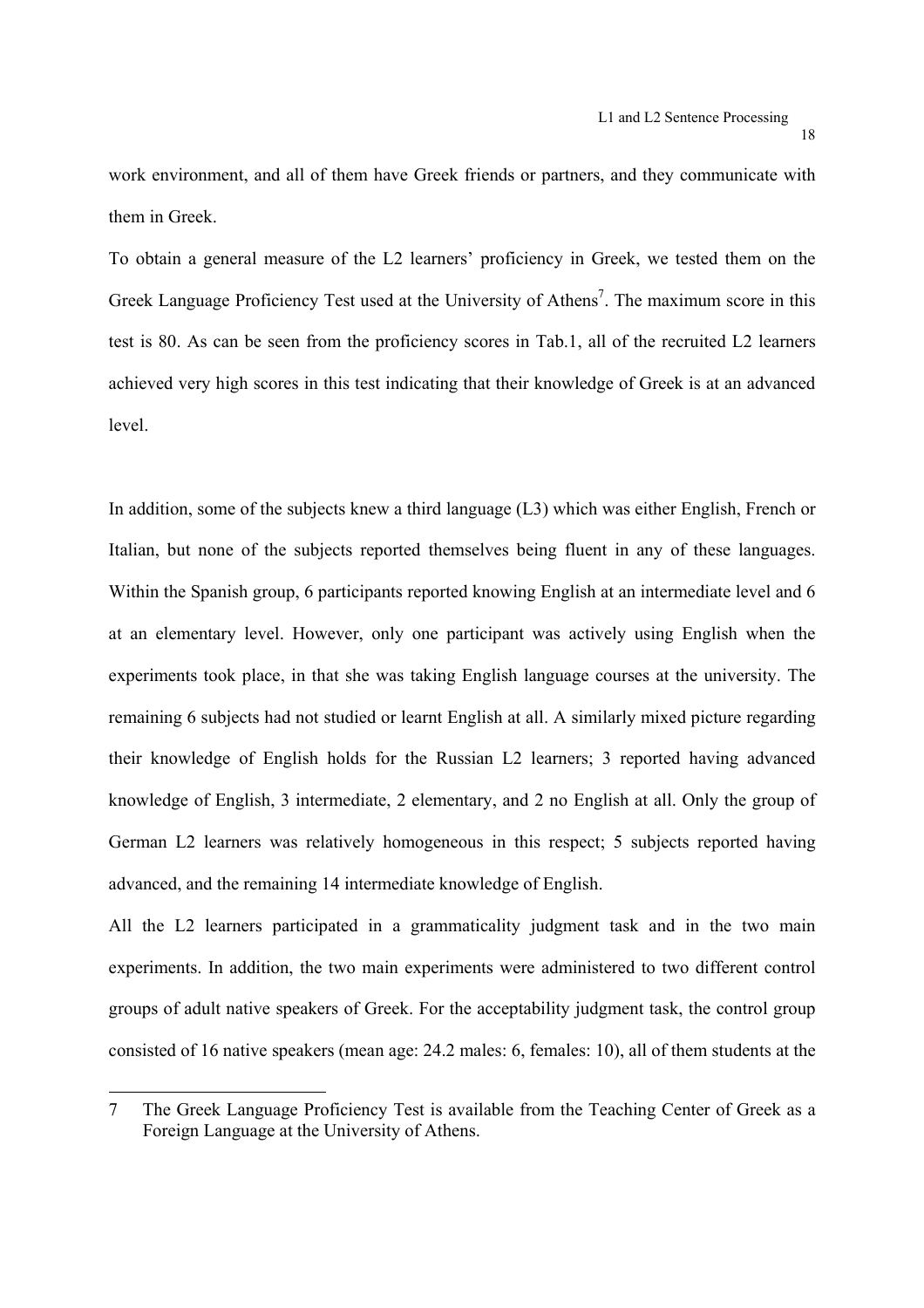work environment, and all of them have Greek friends or partners, and they communicate with them in Greek.

To obtain a general measure of the L2 learners' proficiency in Greek, we tested them on the Greek Language Proficiency Test used at the University of Athens[7]. The maximum score in this test is 80. As can be seen from the proficiency scores in Tab.1, all of the recruited L2 learners achieved very high scores in this test indicating that their knowledge of Greek is at an advanced level.

In addition, some of the subjects knew a third language (L3) which was either English, French or Italian, but none of the subjects reported themselves being fluent in any of these languages. Within the Spanish group, 6 participants reported knowing English at an intermediate level and 6 at an elementary level. However, only one participant was actively using English when the experiments took place, in that she was taking English language courses at the university. The remaining 6 subjects had not studied or learnt English at all. A similarly mixed picture regarding their knowledge of English holds for the Russian L2 learners; 3 reported having advanced knowledge of English, 3 intermediate, 2 elementary, and 2 no English at all. Only the group of German L2 learners was relatively homogeneous in this respect; 5 subjects reported having advanced, and the remaining 14 intermediate knowledge of English.

All the L2 learners participated in a grammaticality judgment task and in the two main experiments. In addition, the two main experiments were administered to two different control groups of adult native speakers of Greek. For the acceptability judgment task, the control group consisted of 16 native speakers (mean age: 24.2 males: 6, females: 10), all of them students at the

---

7 The Greek Language Proficiency Test is available from the Teaching Center of Greek as a Foreign Language at the University of Athens.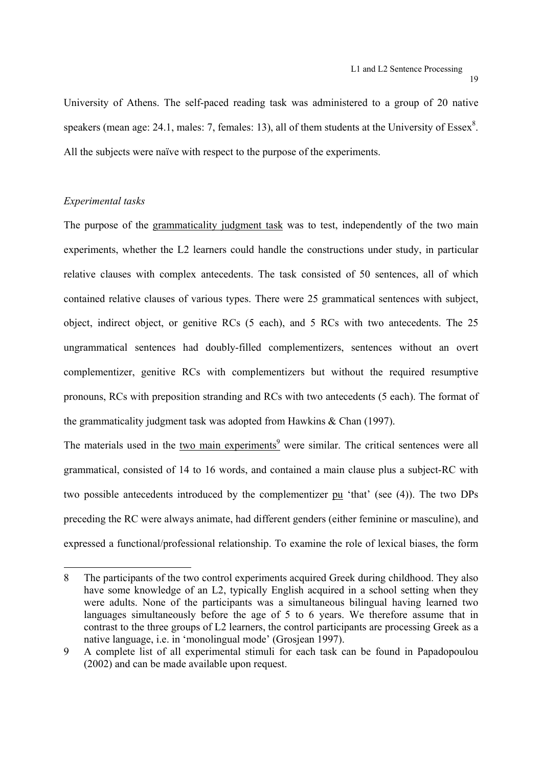University of Athens. The self-paced reading task was administered to a group of 20 native speakers (mean age: 24.1, males: 7, females: 13), all of them students at the University of Essex[8]. All the subjects were naïve with respect to the purpose of the experiments.

*Experimental tasks*

The purpose of the grammaticality judgment task was to test, independently of the two main experiments, whether the L2 learners could handle the constructions under study, in particular relative clauses with complex antecedents. The task consisted of 50 sentences, all of which contained relative clauses of various types. There were 25 grammatical sentences with subject, object, indirect object, or genitive RCs (5 each), and 5 RCs with two antecedents. The 25 ungrammatical sentences had doubly-filled complementizers, sentences without an overt complementizer, genitive RCs with complementizers but without the required resumptive pronouns, RCs with preposition stranding and RCs with two antecedents (5 each). The format of the grammaticality judgment task was adopted from Hawkins & Chan (1997).

The materials used in the two main experiments[9] were similar. The critical sentences were all grammatical, consisted of 14 to 16 words, and contained a main clause plus a subject-RC with two possible antecedents introduced by the complementizer pu 'that' (see (4)). The two DPs preceding the RC were always animate, had different genders (either feminine or masculine), and expressed a functional/professional relationship. To examine the role of lexical biases, the form

8 The participants of the two control experiments acquired Greek during childhood. They also have some knowledge of an L2, typically English acquired in a school setting when they were adults. None of the participants was a simultaneous bilingual having learned two languages simultaneously before the age of 5 to 6 years. We therefore assume that in contrast to the three groups of L2 learners, the control participants are processing Greek as a native language, i.e. in 'monolingual mode' (Grosjean 1997).

9 A complete list of all experimental stimuli for each task can be found in Papadopoulou (2002) and can be made available upon request.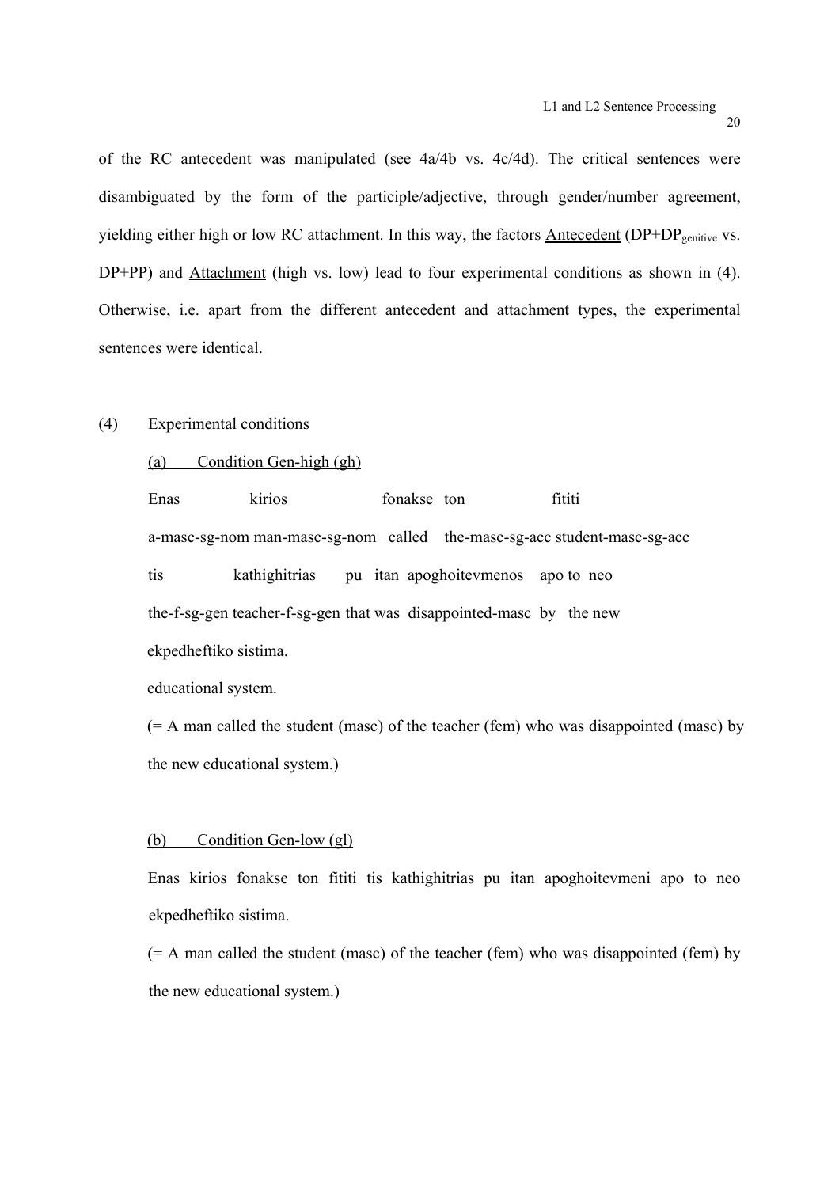of the RC antecedent was manipulated (see 4a/4b vs. 4c/4d). The critical sentences were disambiguated by the form of the participle/adjective, through gender/number agreement, yielding either high or low RC attachment. In this way, the factors <u>Antecedent</u> (DP+DP$_{genitive}$ vs. DP+PP) and <u>Attachment</u> (high vs. low) lead to four experimental conditions as shown in (4). Otherwise, i.e. apart from the different antecedent and attachment types, the experimental sentences were identical.

(4) Experimental conditions

<u>(a) Condition Gen-high (gh)</u>

Enas kirios fonakse ton fititi
a-masc-sg-nom man-masc-sg-nom called the-masc-sg-acc student-masc-sg-acc
tis kathighitrias pu itan apoghoitevmenos apo to neo
the-f-sg-gen teacher-f-sg-gen that was disappointed-masc by the new
ekpedheftiko sistima.
educational system.

(= A man called the student (masc) of the teacher (fem) who was disappointed (masc) by the new educational system.)

<u>(b) Condition Gen-low (gl)</u>

Enas kirios fonakse ton fititi tis kathighitrias pu itan apoghoitevmeni apo to neo ekpedheftiko sistima.

(= A man called the student (masc) of the teacher (fem) who was disappointed (fem) by the new educational system.)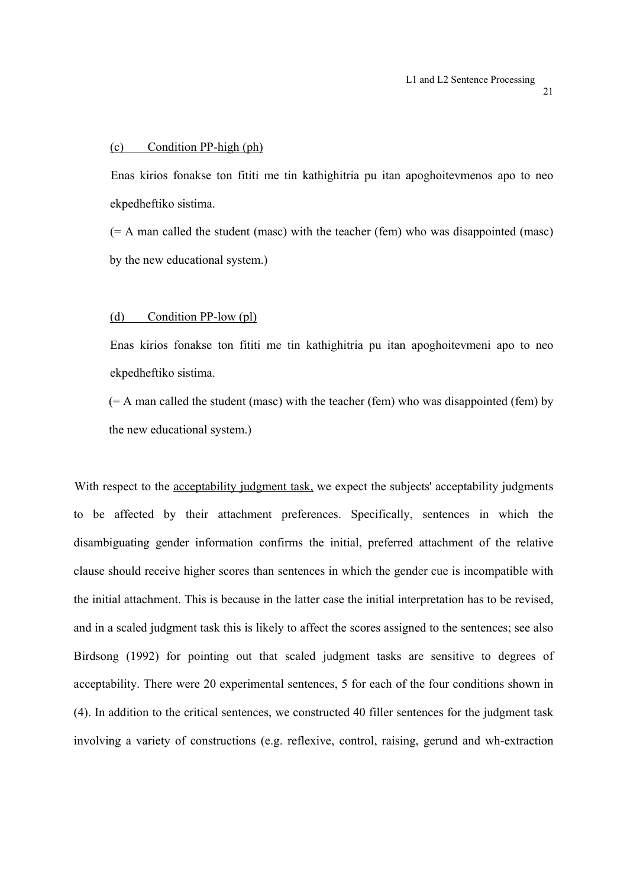(c) Condition PP-high (ph)

Enas kirios fonakse ton fititi me tin kathighitria pu itan apoghoitevmenos apo to neo ekpedheftiko sistima.

(= A man called the student (masc) with the teacher (fem) who was disappointed (masc) by the new educational system.)

(d) Condition PP-low (pl)

Enas kirios fonakse ton fititi me tin kathighitria pu itan apoghoitevmeni apo to neo ekpedheftiko sistima.

(= A man called the student (masc) with the teacher (fem) who was disappointed (fem) by the new educational system.)

With respect to the acceptability judgment task, we expect the subjects' acceptability judgments to be affected by their attachment preferences. Specifically, sentences in which the disambiguating gender information confirms the initial, preferred attachment of the relative clause should receive higher scores than sentences in which the gender cue is incompatible with the initial attachment. This is because in the latter case the initial interpretation has to be revised, and in a scaled judgment task this is likely to affect the scores assigned to the sentences; see also Birdsong (1992) for pointing out that scaled judgment tasks are sensitive to degrees of acceptability. There were 20 experimental sentences, 5 for each of the four conditions shown in (4). In addition to the critical sentences, we constructed 40 filler sentences for the judgment task involving a variety of constructions (e.g. reflexive, control, raising, gerund and wh-extraction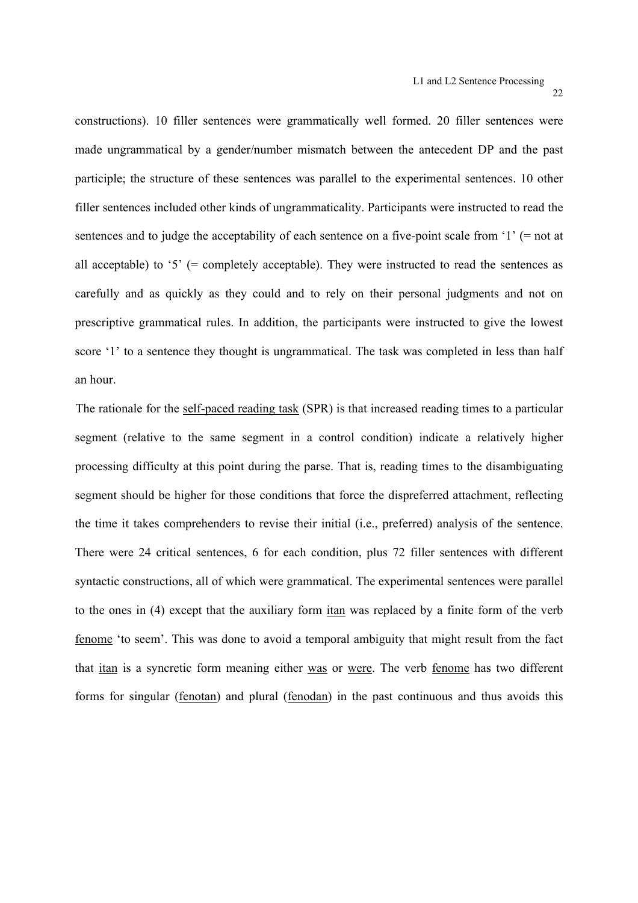constructions). 10 filler sentences were grammatically well formed. 20 filler sentences were made ungrammatical by a gender/number mismatch between the antecedent DP and the past participle; the structure of these sentences was parallel to the experimental sentences. 10 other filler sentences included other kinds of ungrammaticality. Participants were instructed to read the sentences and to judge the acceptability of each sentence on a five-point scale from '1' (= not at all acceptable) to '5' (= completely acceptable). They were instructed to read the sentences as carefully and as quickly as they could and to rely on their personal judgments and not on prescriptive grammatical rules. In addition, the participants were instructed to give the lowest score '1' to a sentence they thought is ungrammatical. The task was completed in less than half an hour.

The rationale for the self-paced reading task (SPR) is that increased reading times to a particular segment (relative to the same segment in a control condition) indicate a relatively higher processing difficulty at this point during the parse. That is, reading times to the disambiguating segment should be higher for those conditions that force the dispreferred attachment, reflecting the time it takes comprehenders to revise their initial (i.e., preferred) analysis of the sentence. There were 24 critical sentences, 6 for each condition, plus 72 filler sentences with different syntactic constructions, all of which were grammatical. The experimental sentences were parallel to the ones in (4) except that the auxiliary form itan was replaced by a finite form of the verb fenome 'to seem'. This was done to avoid a temporal ambiguity that might result from the fact that itan is a syncretic form meaning either was or were. The verb fenome has two different forms for singular (fenotan) and plural (fenodan) in the past continuous and thus avoids this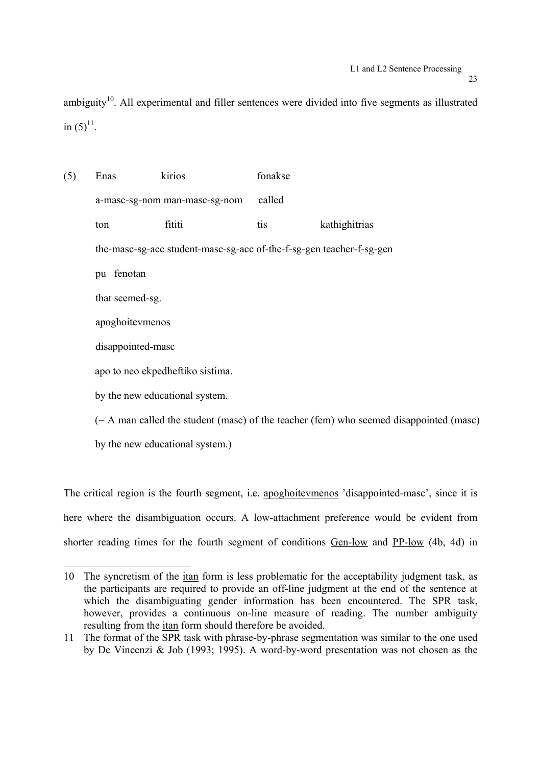ambiguity[10]. All experimental and filler sentences were divided into five segments as illustrated in (5)[11].

(5) Enas kirios fonakse
a-masc-sg-nom man-masc-sg-nom called
ton fititi tis kathighitrias
the-masc-sg-acc student-masc-sg-acc of-the-f-sg-gen teacher-f-sg-gen
pu fenotan
that seemed-sg.
apoghoitevmenos
disappointed-masc
apo to neo ekpedheftiko sistima.
by the new educational system.
(= A man called the student (masc) of the teacher (fem) who seemed disappointed (masc) by the new educational system.)

The critical region is the fourth segment, i.e. apoghoitevmenos 'disappointed-masc', since it is here where the disambiguation occurs. A low-attachment preference would be evident from shorter reading times for the fourth segment of conditions Gen-low and PP-low (4b, 4d) in

---

10 The syncretism of the itan form is less problematic for the acceptability judgment task, as the participants are required to provide an off-line judgment at the end of the sentence at which the disambiguating gender information has been encountered. The SPR task, however, provides a continuous on-line measure of reading. The number ambiguity resulting from the itan form should therefore be avoided.

11 The format of the SPR task with phrase-by-phrase segmentation was similar to the one used by De Vincenzi & Job (1993; 1995). A word-by-word presentation was not chosen as the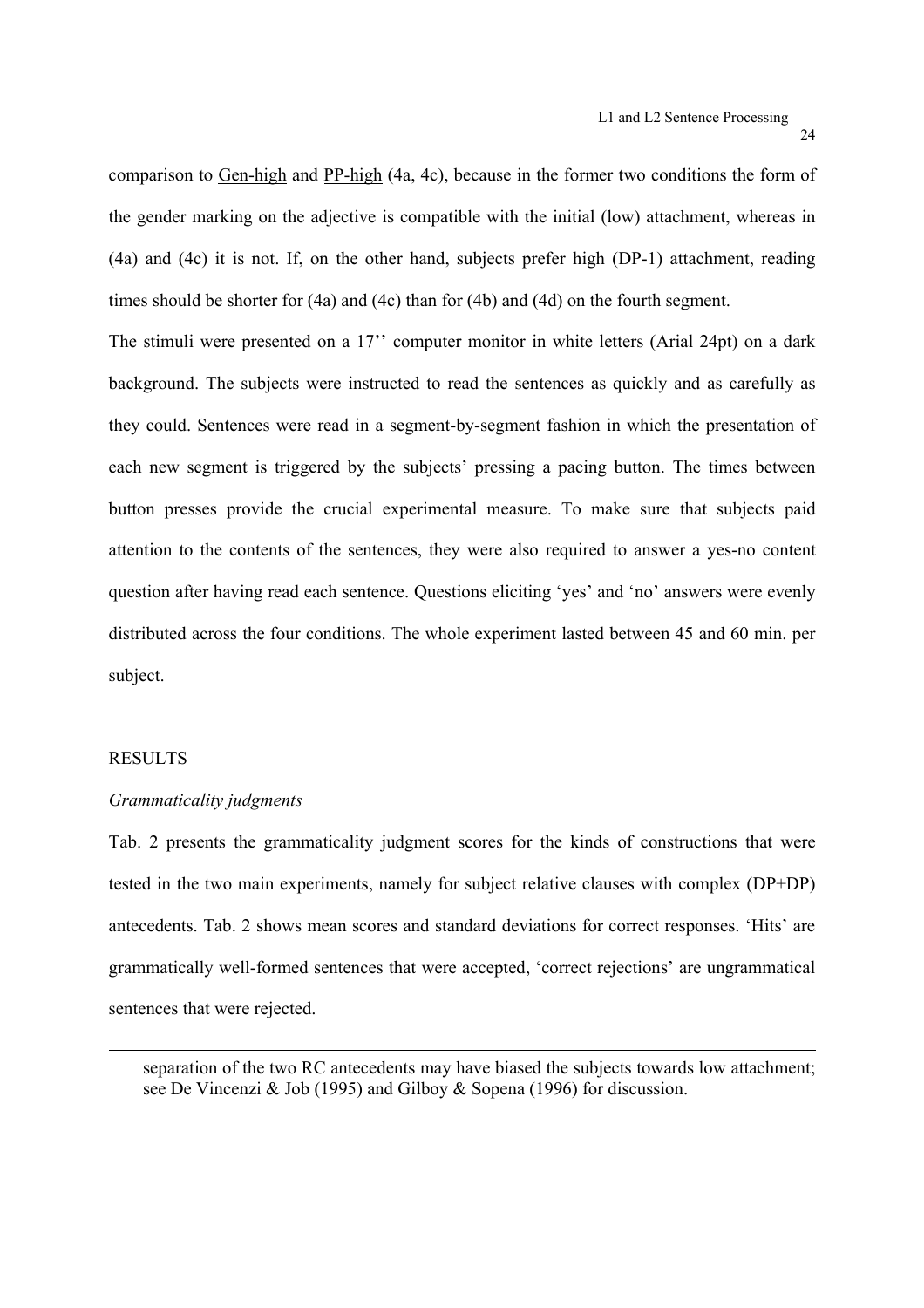comparison to <u>Gen-high</u> and <u>PP-high</u> (4a, 4c), because in the former two conditions the form of the gender marking on the adjective is compatible with the initial (low) attachment, whereas in (4a) and (4c) it is not. If, on the other hand, subjects prefer high (DP-1) attachment, reading times should be shorter for (4a) and (4c) than for (4b) and (4d) on the fourth segment.

The stimuli were presented on a 17'' computer monitor in white letters (Arial 24pt) on a dark background. The subjects were instructed to read the sentences as quickly and as carefully as they could. Sentences were read in a segment-by-segment fashion in which the presentation of each new segment is triggered by the subjects' pressing a pacing button. The times between button presses provide the crucial experimental measure. To make sure that subjects paid attention to the contents of the sentences, they were also required to answer a yes-no content question after having read each sentence. Questions eliciting 'yes' and 'no' answers were evenly distributed across the four conditions. The whole experiment lasted between 45 and 60 min. per subject.

## RESULTS

### *Grammaticality judgments*

Tab. 2 presents the grammaticality judgment scores for the kinds of constructions that were tested in the two main experiments, namely for subject relative clauses with complex (DP+DP) antecedents. Tab. 2 shows mean scores and standard deviations for correct responses. 'Hits' are grammatically well-formed sentences that were accepted, 'correct rejections' are ungrammatical sentences that were rejected.

---

separation of the two RC antecedents may have biased the subjects towards low attachment; see De Vincenzi & Job (1995) and Gilboy & Sopena (1996) for discussion.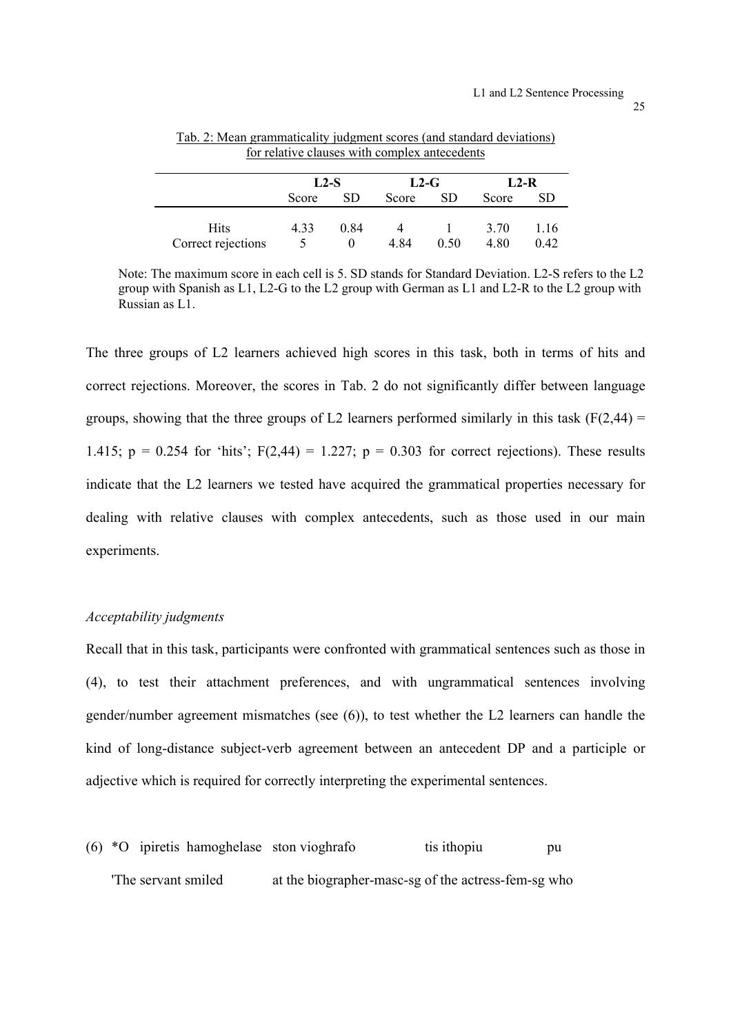Tab. 2: Mean grammaticality judgment scores (and standard deviations) for relative clauses with complex antecedents

| | L2-S | | L2-G | | L2-R | |
|---|---|---|---|---|---|---|
| | Score | SD | Score | SD | Score | SD |
| Hits | 4.33 | 0.84 | 4 | 1 | 3.70 | 1.16 |
| Correct rejections | 5 | 0 | 4.84 | 0.50 | 4.80 | 0.42 |

Note: The maximum score in each cell is 5. SD stands for Standard Deviation. L2-S refers to the L2 group with Spanish as L1, L2-G to the L2 group with German as L1 and L2-R to the L2 group with Russian as L1.

The three groups of L2 learners achieved high scores in this task, both in terms of hits and correct rejections. Moreover, the scores in Tab. 2 do not significantly differ between language groups, showing that the three groups of L2 learners performed similarly in this task ($F(2,44) = 1.415$; $p = 0.254$ for 'hits'; $F(2,44) = 1.227$; $p = 0.303$ for correct rejections). These results indicate that the L2 learners we tested have acquired the grammatical properties necessary for dealing with relative clauses with complex antecedents, such as those used in our main experiments.

*Acceptability judgments*

Recall that in this task, participants were confronted with grammatical sentences such as those in (4), to test their attachment preferences, and with ungrammatical sentences involving gender/number agreement mismatches (see (6)), to test whether the L2 learners can handle the kind of long-distance subject-verb agreement between an antecedent DP and a participle or adjective which is required for correctly interpreting the experimental sentences.

(6) *O ipiretis hamoghelase ston vioghrafo tis ithopiu pu

'The servant smiled at the biographer-masc-sg of the actress-fem-sg who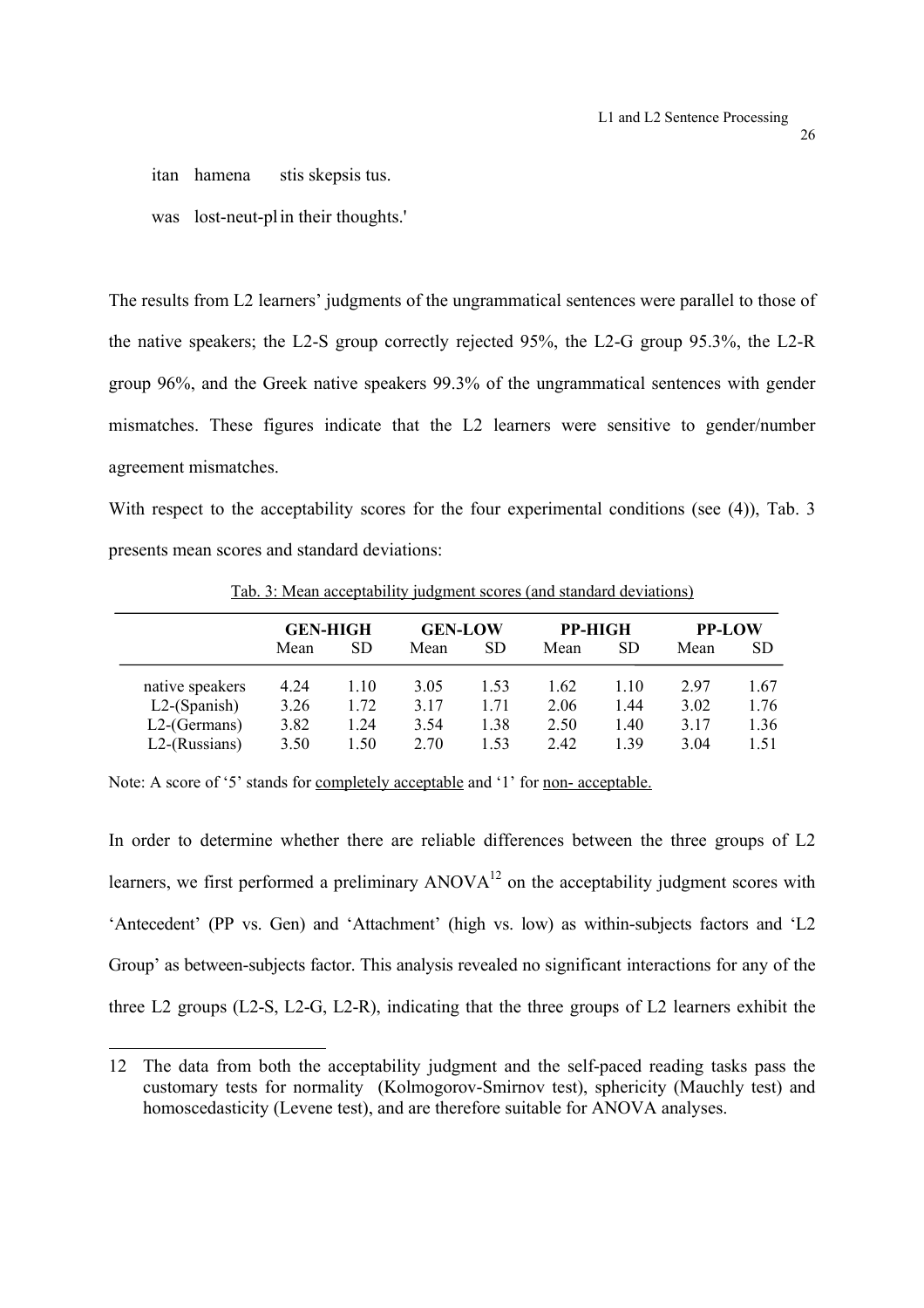itan hamena stis skepsis tus.

was lost-neut-pl in their thoughts.'

The results from L2 learners' judgments of the ungrammatical sentences were parallel to those of the native speakers; the L2-S group correctly rejected 95%, the L2-G group 95.3%, the L2-R group 96%, and the Greek native speakers 99.3% of the ungrammatical sentences with gender mismatches. These figures indicate that the L2 learners were sensitive to gender/number agreement mismatches.

With respect to the acceptability scores for the four experimental conditions (see (4)), Tab. 3 presents mean scores and standard deviations:

Tab. 3: Mean acceptability judgment scores (and standard deviations)

| | GEN-HIGH | | GEN-LOW | | PP-HIGH | | PP-LOW | |
|---|---|---|---|---|---|---|---|---|
| | Mean | SD | Mean | SD | Mean | SD | Mean | SD |
| native speakers | 4.24 | 1.10 | 3.05 | 1.53 | 1.62 | 1.10 | 2.97 | 1.67 |
| L2-(Spanish) | 3.26 | 1.72 | 3.17 | 1.71 | 2.06 | 1.44 | 3.02 | 1.76 |
| L2-(Germans) | 3.82 | 1.24 | 3.54 | 1.38 | 2.50 | 1.40 | 3.17 | 1.36 |
| L2-(Russians) | 3.50 | 1.50 | 2.70 | 1.53 | 2.42 | 1.39 | 3.04 | 1.51 |

Note: A score of '5' stands for completely acceptable and '1' for non- acceptable.

In order to determine whether there are reliable differences between the three groups of L2 learners, we first performed a preliminary ANOVA[12] on the acceptability judgment scores with 'Antecedent' (PP vs. Gen) and 'Attachment' (high vs. low) as within-subjects factors and 'L2 Group' as between-subjects factor. This analysis revealed no significant interactions for any of the three L2 groups (L2-S, L2-G, L2-R), indicating that the three groups of L2 learners exhibit the

12 The data from both the acceptability judgment and the self-paced reading tasks pass the customary tests for normality (Kolmogorov-Smirnov test), sphericity (Mauchly test) and homoscedasticity (Levene test), and are therefore suitable for ANOVA analyses.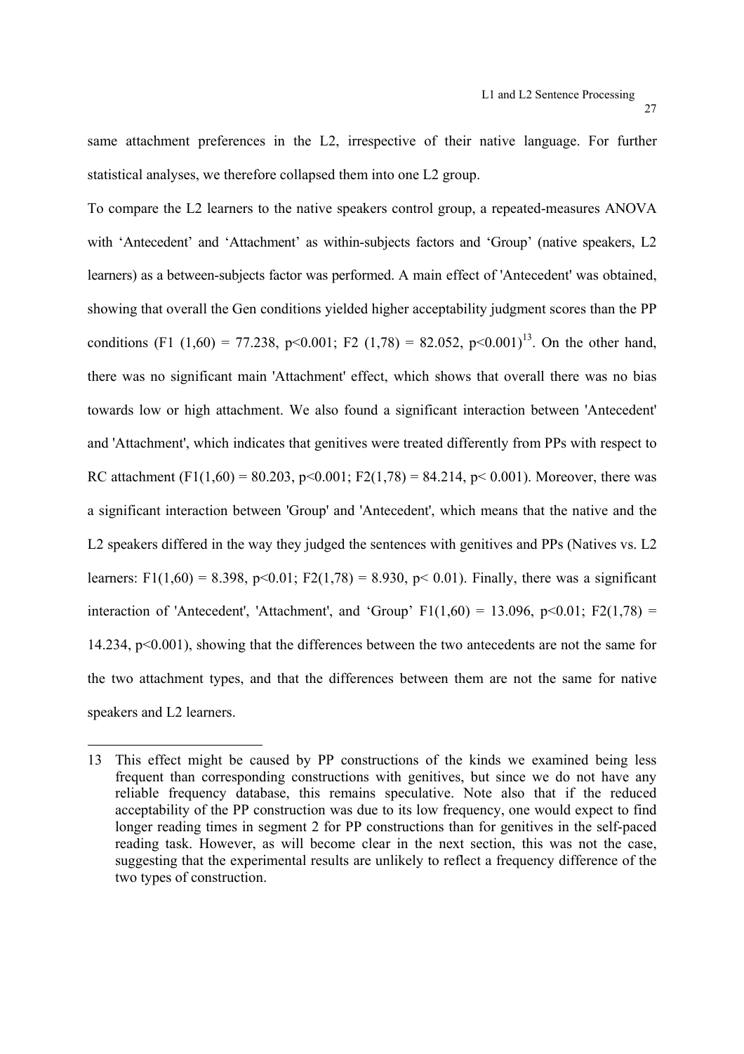same attachment preferences in the L2, irrespective of their native language. For further statistical analyses, we therefore collapsed them into one L2 group.

To compare the L2 learners to the native speakers control group, a repeated-measures ANOVA with 'Antecedent' and 'Attachment' as within-subjects factors and 'Group' (native speakers, L2 learners) as a between-subjects factor was performed. A main effect of 'Antecedent' was obtained, showing that overall the Gen conditions yielded higher acceptability judgment scores than the PP conditions ($F1\ (1,60) = 77.238$, $p<0.001$; $F2\ (1,78) = 82.052$, $p<0.001$)[13]. On the other hand, there was no significant main 'Attachment' effect, which shows that overall there was no bias towards low or high attachment. We also found a significant interaction between 'Antecedent' and 'Attachment', which indicates that genitives were treated differently from PPs with respect to RC attachment ($F1(1,60) = 80.203$, $p<0.001$; $F2(1,78) = 84.214$, $p< 0.001$). Moreover, there was a significant interaction between 'Group' and 'Antecedent', which means that the native and the L2 speakers differed in the way they judged the sentences with genitives and PPs (Natives vs. L2 learners: $F1(1,60) = 8.398$, $p<0.01$; $F2(1,78) = 8.930$, $p< 0.01$). Finally, there was a significant interaction of 'Antecedent', 'Attachment', and 'Group' $F1(1,60) = 13.096$, $p<0.01$; $F2(1,78) = 14.234$, $p<0.001$), showing that the differences between the two antecedents are not the same for the two attachment types, and that the differences between them are not the same for native speakers and L2 learners.

---

13 This effect might be caused by PP constructions of the kinds we examined being less frequent than corresponding constructions with genitives, but since we do not have any reliable frequency database, this remains speculative. Note also that if the reduced acceptability of the PP construction was due to its low frequency, one would expect to find longer reading times in segment 2 for PP constructions than for genitives in the self-paced reading task. However, as will become clear in the next section, this was not the case, suggesting that the experimental results are unlikely to reflect a frequency difference of the two types of construction.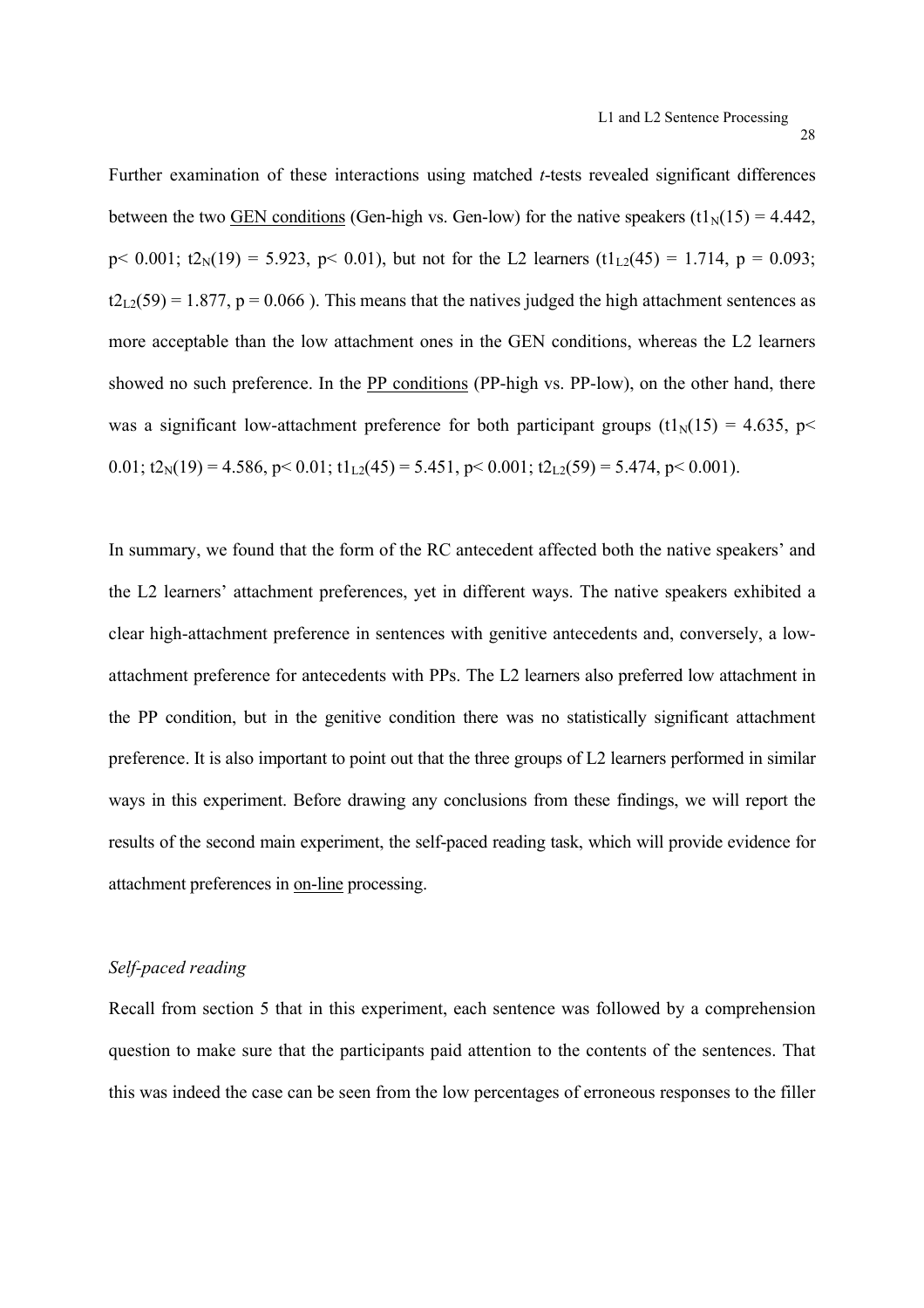Further examination of these interactions using matched *t*-tests revealed significant differences between the two GEN conditions (Gen-high vs. Gen-low) for the native speakers ($t1_N(15) = 4.442$, $p < 0.001$; $t2_N(19) = 5.923$, $p < 0.01$), but not for the L2 learners ($t1_{L2}(45) = 1.714$, $p = 0.093$; $t2_{L2}(59) = 1.877$, $p = 0.066$ ). This means that the natives judged the high attachment sentences as more acceptable than the low attachment ones in the GEN conditions, whereas the L2 learners showed no such preference. In the PP conditions (PP-high vs. PP-low), on the other hand, there was a significant low-attachment preference for both participant groups ($t1_N(15) = 4.635$, $p < 0.01$; $t2_N(19) = 4.586$, $p < 0.01$; $t1_{L2}(45) = 5.451$, $p < 0.001$; $t2_{L2}(59) = 5.474$, $p < 0.001$).

In summary, we found that the form of the RC antecedent affected both the native speakers' and the L2 learners' attachment preferences, yet in different ways. The native speakers exhibited a clear high-attachment preference in sentences with genitive antecedents and, conversely, a low-attachment preference for antecedents with PPs. The L2 learners also preferred low attachment in the PP condition, but in the genitive condition there was no statistically significant attachment preference. It is also important to point out that the three groups of L2 learners performed in similar ways in this experiment. Before drawing any conclusions from these findings, we will report the results of the second main experiment, the self-paced reading task, which will provide evidence for attachment preferences in on-line processing.

*Self-paced reading*

Recall from section 5 that in this experiment, each sentence was followed by a comprehension question to make sure that the participants paid attention to the contents of the sentences. That this was indeed the case can be seen from the low percentages of erroneous responses to the filler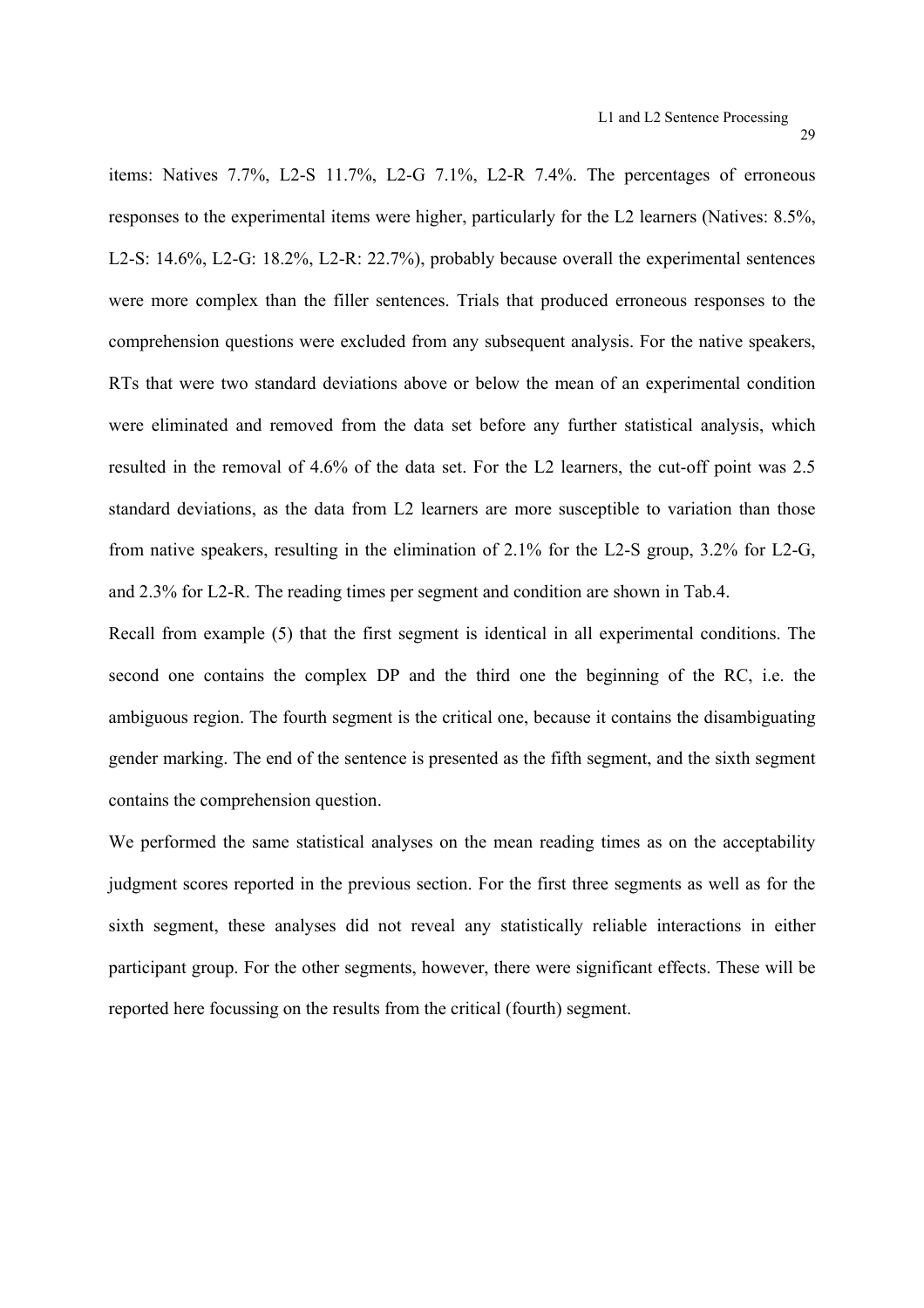items: Natives 7.7%, L2-S 11.7%, L2-G 7.1%, L2-R 7.4%. The percentages of erroneous responses to the experimental items were higher, particularly for the L2 learners (Natives: 8.5%, L2-S: 14.6%, L2-G: 18.2%, L2-R: 22.7%), probably because overall the experimental sentences were more complex than the filler sentences. Trials that produced erroneous responses to the comprehension questions were excluded from any subsequent analysis. For the native speakers, RTs that were two standard deviations above or below the mean of an experimental condition were eliminated and removed from the data set before any further statistical analysis, which resulted in the removal of 4.6% of the data set. For the L2 learners, the cut-off point was 2.5 standard deviations, as the data from L2 learners are more susceptible to variation than those from native speakers, resulting in the elimination of 2.1% for the L2-S group, 3.2% for L2-G, and 2.3% for L2-R. The reading times per segment and condition are shown in Tab.4.

Recall from example (5) that the first segment is identical in all experimental conditions. The second one contains the complex DP and the third one the beginning of the RC, i.e. the ambiguous region. The fourth segment is the critical one, because it contains the disambiguating gender marking. The end of the sentence is presented as the fifth segment, and the sixth segment contains the comprehension question.

We performed the same statistical analyses on the mean reading times as on the acceptability judgment scores reported in the previous section. For the first three segments as well as for the sixth segment, these analyses did not reveal any statistically reliable interactions in either participant group. For the other segments, however, there were significant effects. These will be reported here focussing on the results from the critical (fourth) segment.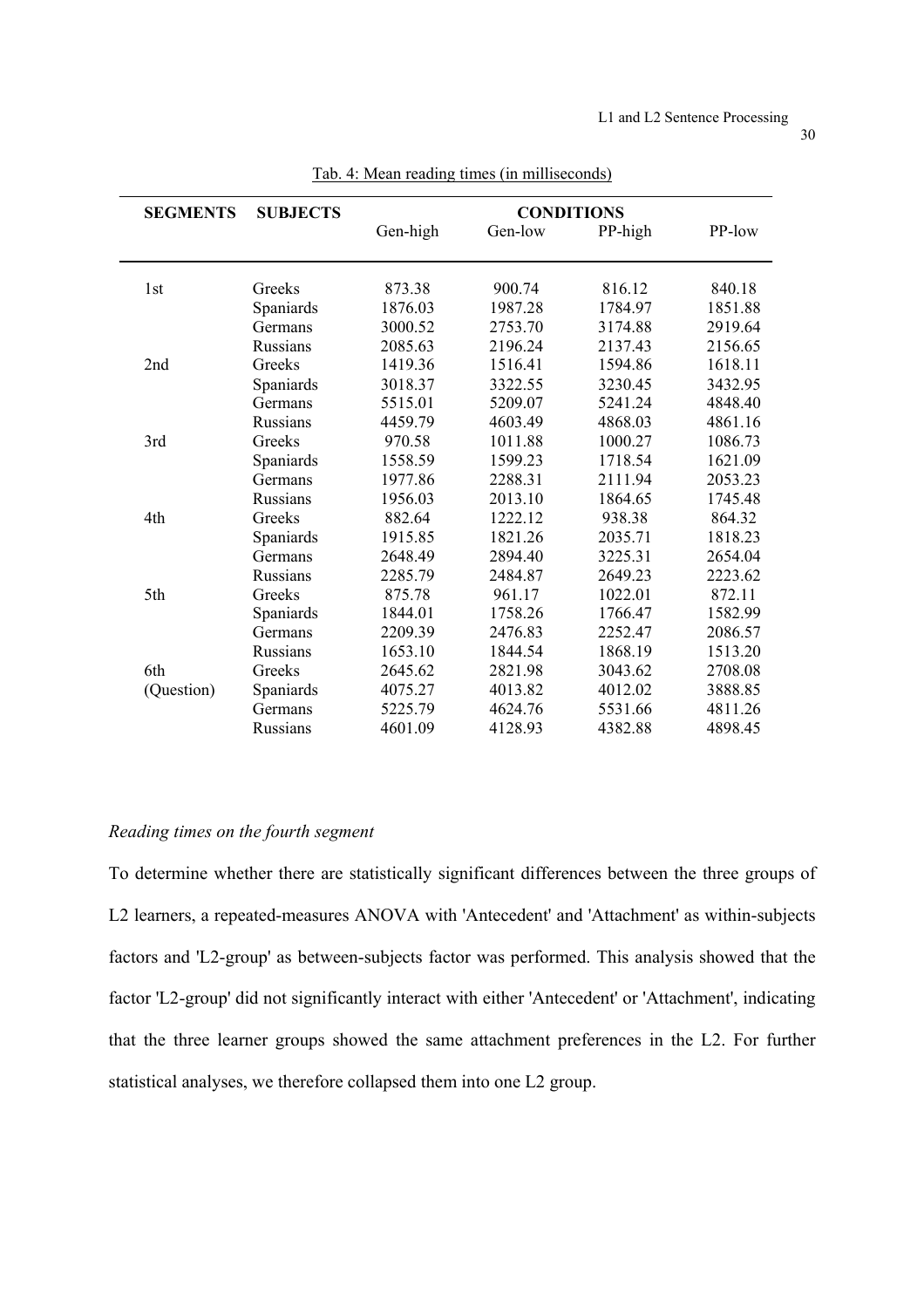Tab. 4: Mean reading times (in milliseconds)

| SEGMENTS | SUBJECTS | CONDITIONS | | | |
|---|---|---|---|---|---|
| | | Gen-high | Gen-low | PP-high | PP-low |
| 1st | Greeks | 873.38 | 900.74 | 816.12 | 840.18 |
| | Spaniards | 1876.03 | 1987.28 | 1784.97 | 1851.88 |
| | Germans | 3000.52 | 2753.70 | 3174.88 | 2919.64 |
| | Russians | 2085.63 | 2196.24 | 2137.43 | 2156.65 |
| 2nd | Greeks | 1419.36 | 1516.41 | 1594.86 | 1618.11 |
| | Spaniards | 3018.37 | 3322.55 | 3230.45 | 3432.95 |
| | Germans | 5515.01 | 5209.07 | 5241.24 | 4848.40 |
| | Russians | 4459.79 | 4603.49 | 4868.03 | 4861.16 |
| 3rd | Greeks | 970.58 | 1011.88 | 1000.27 | 1086.73 |
| | Spaniards | 1558.59 | 1599.23 | 1718.54 | 1621.09 |
| | Germans | 1977.86 | 2288.31 | 2111.94 | 2053.23 |
| | Russians | 1956.03 | 2013.10 | 1864.65 | 1745.48 |
| 4th | Greeks | 882.64 | 1222.12 | 938.38 | 864.32 |
| | Spaniards | 1915.85 | 1821.26 | 2035.71 | 1818.23 |
| | Germans | 2648.49 | 2894.40 | 3225.31 | 2654.04 |
| | Russians | 2285.79 | 2484.87 | 2649.23 | 2223.62 |
| 5th | Greeks | 875.78 | 961.17 | 1022.01 | 872.11 |
| | Spaniards | 1844.01 | 1758.26 | 1766.47 | 1582.99 |
| | Germans | 2209.39 | 2476.83 | 2252.47 | 2086.57 |
| | Russians | 1653.10 | 1844.54 | 1868.19 | 1513.20 |
| 6th | Greeks | 2645.62 | 2821.98 | 3043.62 | 2708.08 |
| (Question) | Spaniards | 4075.27 | 4013.82 | 4012.02 | 3888.85 |
| | Germans | 5225.79 | 4624.76 | 5531.66 | 4811.26 |
| | Russians | 4601.09 | 4128.93 | 4382.88 | 4898.45 |

*Reading times on the fourth segment*

To determine whether there are statistically significant differences between the three groups of L2 learners, a repeated-measures ANOVA with 'Antecedent' and 'Attachment' as within-subjects factors and 'L2-group' as between-subjects factor was performed. This analysis showed that the factor 'L2-group' did not significantly interact with either 'Antecedent' or 'Attachment', indicating that the three learner groups showed the same attachment preferences in the L2. For further statistical analyses, we therefore collapsed them into one L2 group.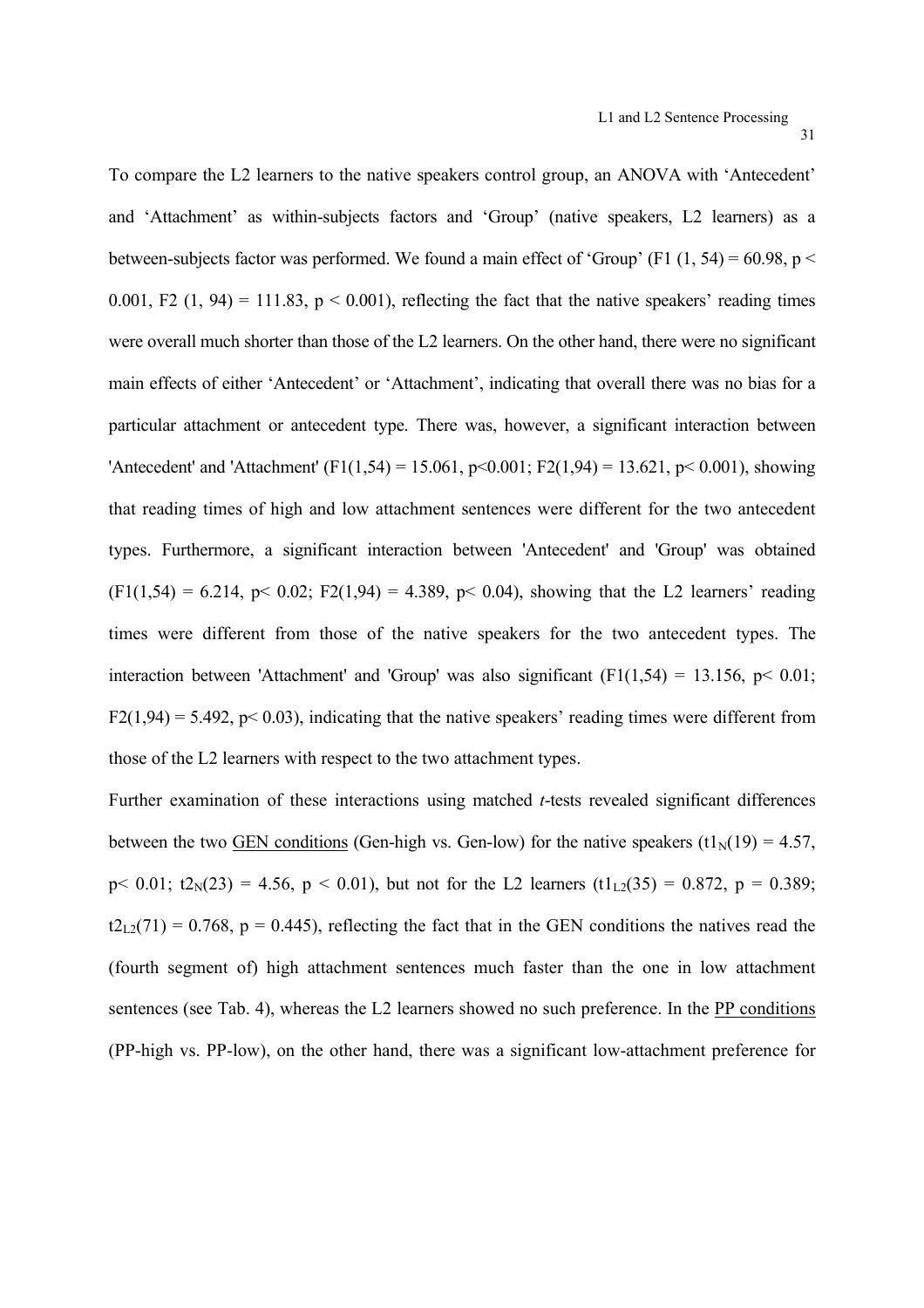To compare the L2 learners to the native speakers control group, an ANOVA with 'Antecedent' and 'Attachment' as within-subjects factors and 'Group' (native speakers, L2 learners) as a between-subjects factor was performed. We found a main effect of 'Group' ($F1\ (1, 54) = 60.98$, $p < 0.001$, $F2\ (1, 94) = 111.83$, $p < 0.001$), reflecting the fact that the native speakers' reading times were overall much shorter than those of the L2 learners. On the other hand, there were no significant main effects of either 'Antecedent' or 'Attachment', indicating that overall there was no bias for a particular attachment or antecedent type. There was, however, a significant interaction between 'Antecedent' and 'Attachment' ($F1(1,54) = 15.061$, $p<0.001$; $F2(1,94) = 13.621$, $p< 0.001$), showing that reading times of high and low attachment sentences were different for the two antecedent types. Furthermore, a significant interaction between 'Antecedent' and 'Group' was obtained ($F1(1,54) = 6.214$, $p< 0.02$; $F2(1,94) = 4.389$, $p< 0.04$), showing that the L2 learners' reading times were different from those of the native speakers for the two antecedent types. The interaction between 'Attachment' and 'Group' was also significant ($F1(1,54) = 13.156$, $p< 0.01$; $F2(1,94) = 5.492$, $p< 0.03$), indicating that the native speakers' reading times were different from those of the L2 learners with respect to the two attachment types.

Further examination of these interactions using matched *t*-tests revealed significant differences between the two <u>GEN conditions</u> (Gen-high vs. Gen-low) for the native speakers ($t1_N(19) = 4.57$, $p< 0.01$; $t2_N(23) = 4.56$, $p < 0.01$), but not for the L2 learners ($t1_{L2}(35) = 0.872$, $p = 0.389$; $t2_{L2}(71) = 0.768$, $p = 0.445$), reflecting the fact that in the GEN conditions the natives read the (fourth segment of) high attachment sentences much faster than the one in low attachment sentences (see Tab. 4), whereas the L2 learners showed no such preference. In the <u>PP conditions</u> (PP-high vs. PP-low), on the other hand, there was a significant low-attachment preference for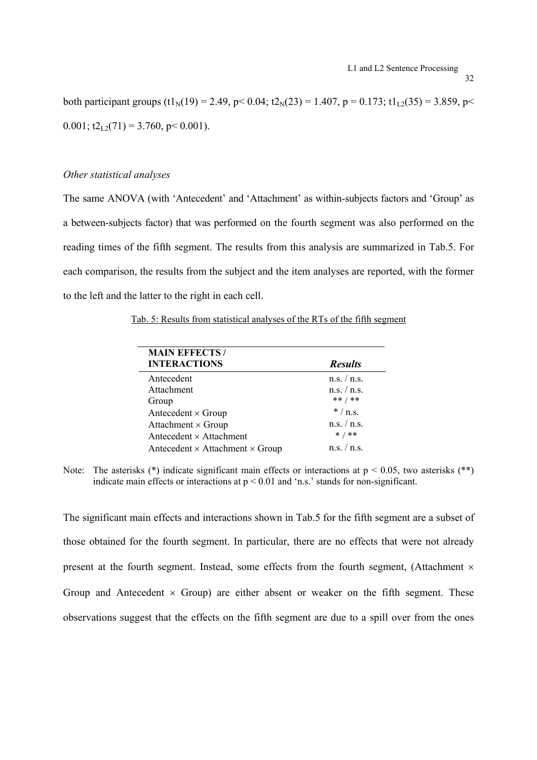both participant groups ($t1_N(19) = 2.49$, $p < 0.04$; $t2_N(23) = 1.407$, $p = 0.173$; $t1_{L2}(35) = 3.859$, $p < 0.001$; $t2_{L2}(71) = 3.760$, $p < 0.001$).

*Other statistical analyses*

The same ANOVA (with 'Antecedent' and 'Attachment' as within-subjects factors and 'Group' as a between-subjects factor) that was performed on the fourth segment was also performed on the reading times of the fifth segment. The results from this analysis are summarized in Tab.5. For each comparison, the results from the subject and the item analyses are reported, with the former to the left and the latter to the right in each cell.

Tab. 5: Results from statistical analyses of the RTs of the fifth segment

| **MAIN EFFECTS / INTERACTIONS** | ***Results*** |
|---|---|
| Antecedent | n.s. / n.s. |
| Attachment | n.s. / n.s. |
| Group | ** / ** |
| Antecedent × Group | * / n.s. |
| Attachment × Group | n.s. / n.s. |
| Antecedent × Attachment | * / ** |
| Antecedent × Attachment × Group | n.s. / n.s. |

Note: The asterisks (*) indicate significant main effects or interactions at $p < 0.05$, two asterisks (**) indicate main effects or interactions at $p < 0.01$ and 'n.s.' stands for non-significant.

The significant main effects and interactions shown in Tab.5 for the fifth segment are a subset of those obtained for the fourth segment. In particular, there are no effects that were not already present at the fourth segment. Instead, some effects from the fourth segment, (Attachment × Group and Antecedent × Group) are either absent or weaker on the fifth segment. These observations suggest that the effects on the fifth segment are due to a spill over from the ones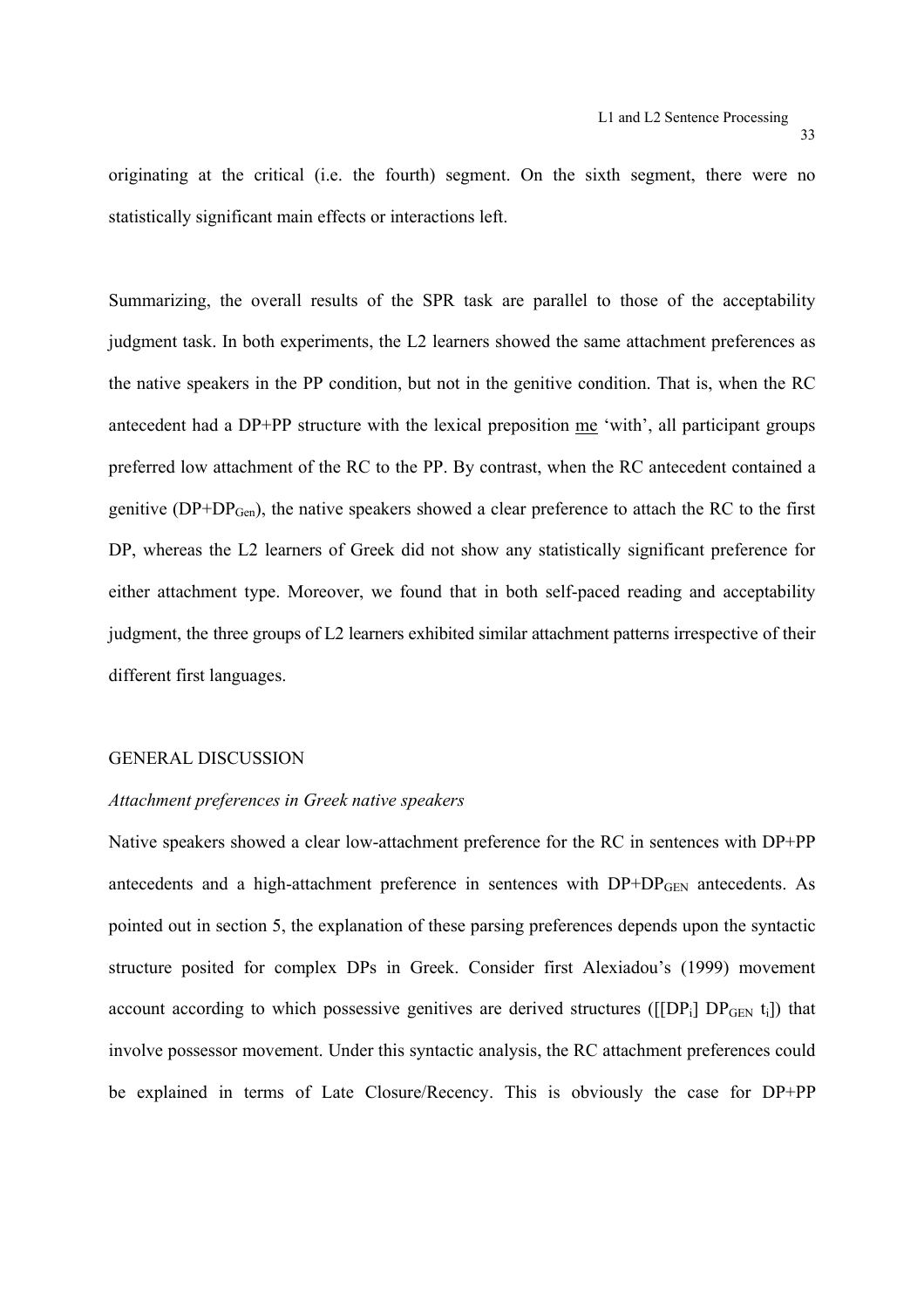originating at the critical (i.e. the fourth) segment. On the sixth segment, there were no statistically significant main effects or interactions left.

Summarizing, the overall results of the SPR task are parallel to those of the acceptability judgment task. In both experiments, the L2 learners showed the same attachment preferences as the native speakers in the PP condition, but not in the genitive condition. That is, when the RC antecedent had a DP+PP structure with the lexical preposition <u>me</u> 'with', all participant groups preferred low attachment of the RC to the PP. By contrast, when the RC antecedent contained a genitive (DP+$DP_{Gen}$), the native speakers showed a clear preference to attach the RC to the first DP, whereas the L2 learners of Greek did not show any statistically significant preference for either attachment type. Moreover, we found that in both self-paced reading and acceptability judgment, the three groups of L2 learners exhibited similar attachment patterns irrespective of their different first languages.

## GENERAL DISCUSSION

### *Attachment preferences in Greek native speakers*

Native speakers showed a clear low-attachment preference for the RC in sentences with DP+PP antecedents and a high-attachment preference in sentences with DP+$DP_{GEN}$ antecedents. As pointed out in section 5, the explanation of these parsing preferences depends upon the syntactic structure posited for complex DPs in Greek. Consider first Alexiadou's (1999) movement account according to which possessive genitives are derived structures ([[$DP_i$] $DP_{GEN}$ $t_i$]) that involve possessor movement. Under this syntactic analysis, the RC attachment preferences could be explained in terms of Late Closure/Recency. This is obviously the case for DP+PP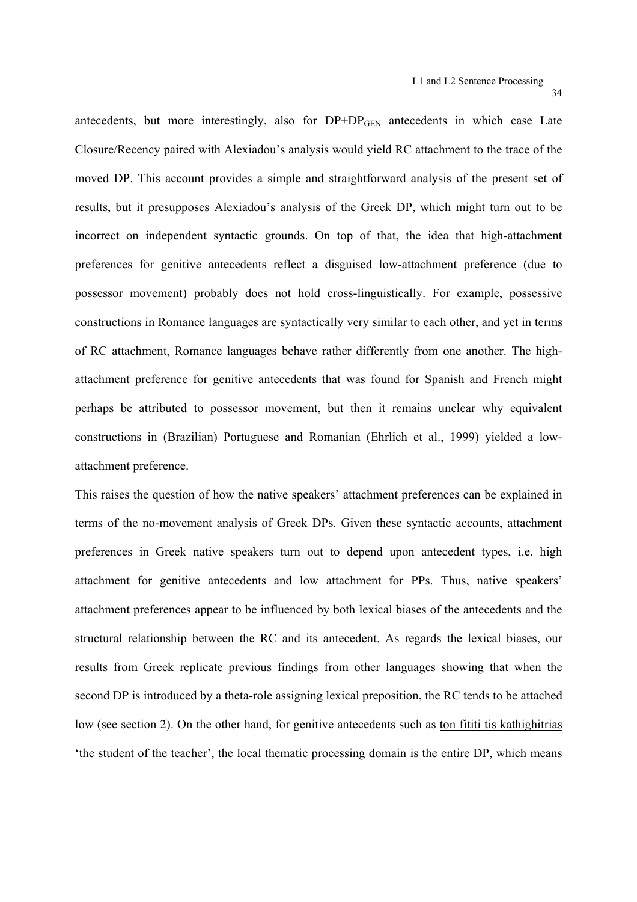antecedents, but more interestingly, also for $DP+DP_{GEN}$ antecedents in which case Late Closure/Recency paired with Alexiadou's analysis would yield RC attachment to the trace of the moved DP. This account provides a simple and straightforward analysis of the present set of results, but it presupposes Alexiadou's analysis of the Greek DP, which might turn out to be incorrect on independent syntactic grounds. On top of that, the idea that high-attachment preferences for genitive antecedents reflect a disguised low-attachment preference (due to possessor movement) probably does not hold cross-linguistically. For example, possessive constructions in Romance languages are syntactically very similar to each other, and yet in terms of RC attachment, Romance languages behave rather differently from one another. The high-attachment preference for genitive antecedents that was found for Spanish and French might perhaps be attributed to possessor movement, but then it remains unclear why equivalent constructions in (Brazilian) Portuguese and Romanian (Ehrlich et al., 1999) yielded a low-attachment preference.

This raises the question of how the native speakers' attachment preferences can be explained in terms of the no-movement analysis of Greek DPs. Given these syntactic accounts, attachment preferences in Greek native speakers turn out to depend upon antecedent types, i.e. high attachment for genitive antecedents and low attachment for PPs. Thus, native speakers' attachment preferences appear to be influenced by both lexical biases of the antecedents and the structural relationship between the RC and its antecedent. As regards the lexical biases, our results from Greek replicate previous findings from other languages showing that when the second DP is introduced by a theta-role assigning lexical preposition, the RC tends to be attached low (see section 2). On the other hand, for genitive antecedents such as <u>ton fititi tis kathighitrias</u> 'the student of the teacher', the local thematic processing domain is the entire DP, which means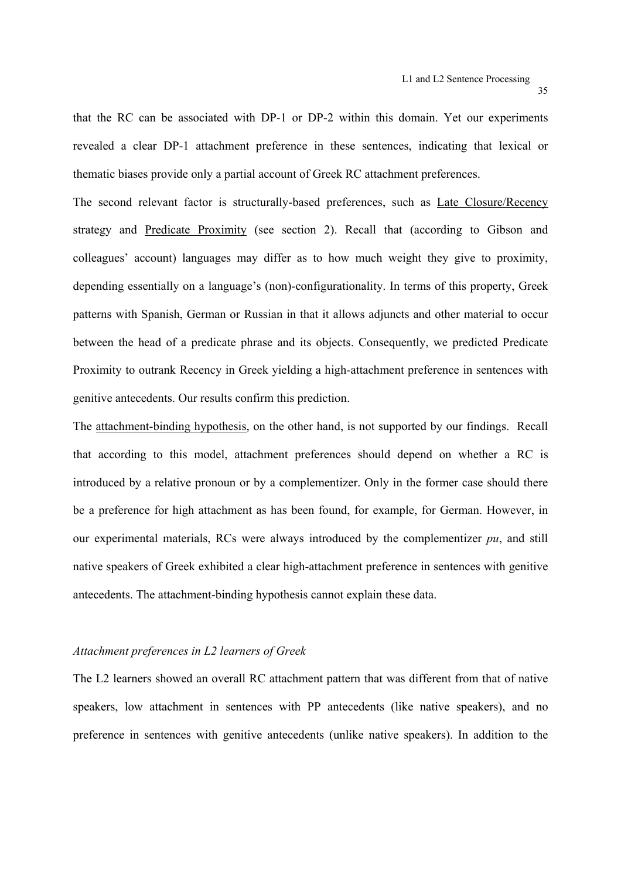that the RC can be associated with DP-1 or DP-2 within this domain. Yet our experiments revealed a clear DP-1 attachment preference in these sentences, indicating that lexical or thematic biases provide only a partial account of Greek RC attachment preferences.

The second relevant factor is structurally-based preferences, such as Late Closure/Recency strategy and Predicate Proximity (see section 2). Recall that (according to Gibson and colleagues' account) languages may differ as to how much weight they give to proximity, depending essentially on a language's (non)-configurationality. In terms of this property, Greek patterns with Spanish, German or Russian in that it allows adjuncts and other material to occur between the head of a predicate phrase and its objects. Consequently, we predicted Predicate Proximity to outrank Recency in Greek yielding a high-attachment preference in sentences with genitive antecedents. Our results confirm this prediction.

The attachment-binding hypothesis, on the other hand, is not supported by our findings. Recall that according to this model, attachment preferences should depend on whether a RC is introduced by a relative pronoun or by a complementizer. Only in the former case should there be a preference for high attachment as has been found, for example, for German. However, in our experimental materials, RCs were always introduced by the complementizer *pu*, and still native speakers of Greek exhibited a clear high-attachment preference in sentences with genitive antecedents. The attachment-binding hypothesis cannot explain these data.

*Attachment preferences in L2 learners of Greek*

The L2 learners showed an overall RC attachment pattern that was different from that of native speakers, low attachment in sentences with PP antecedents (like native speakers), and no preference in sentences with genitive antecedents (unlike native speakers). In addition to the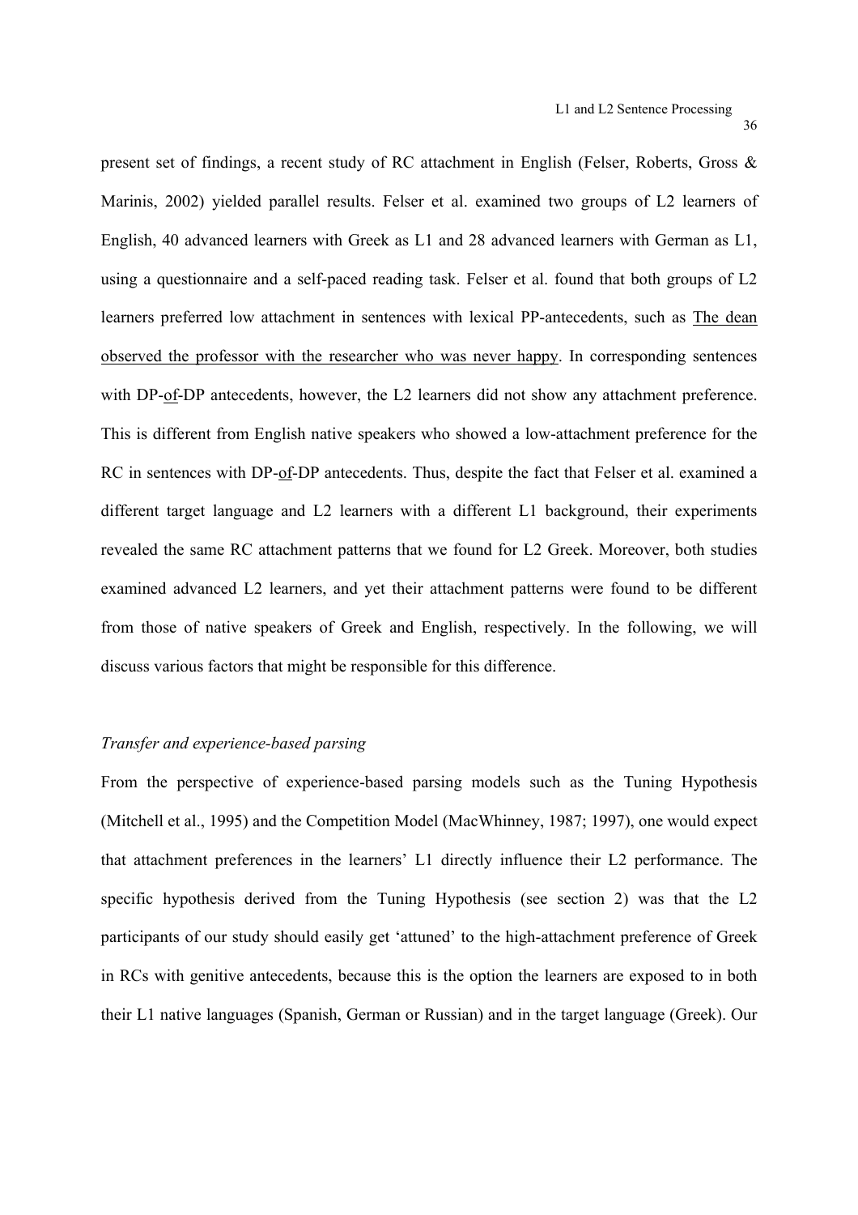present set of findings, a recent study of RC attachment in English (Felser, Roberts, Gross & Marinis, 2002) yielded parallel results. Felser et al. examined two groups of L2 learners of English, 40 advanced learners with Greek as L1 and 28 advanced learners with German as L1, using a questionnaire and a self-paced reading task. Felser et al. found that both groups of L2 learners preferred low attachment in sentences with lexical PP-antecedents, such as <u>The dean observed the professor with the researcher who was never happy</u>. In corresponding sentences with DP-<u>of</u>-DP antecedents, however, the L2 learners did not show any attachment preference. This is different from English native speakers who showed a low-attachment preference for the RC in sentences with DP-<u>of</u>-DP antecedents. Thus, despite the fact that Felser et al. examined a different target language and L2 learners with a different L1 background, their experiments revealed the same RC attachment patterns that we found for L2 Greek. Moreover, both studies examined advanced L2 learners, and yet their attachment patterns were found to be different from those of native speakers of Greek and English, respectively. In the following, we will discuss various factors that might be responsible for this difference.

*Transfer and experience-based parsing*

From the perspective of experience-based parsing models such as the Tuning Hypothesis (Mitchell et al., 1995) and the Competition Model (MacWhinney, 1987; 1997), one would expect that attachment preferences in the learners' L1 directly influence their L2 performance. The specific hypothesis derived from the Tuning Hypothesis (see section 2) was that the L2 participants of our study should easily get 'attuned' to the high-attachment preference of Greek in RCs with genitive antecedents, because this is the option the learners are exposed to in both their L1 native languages (Spanish, German or Russian) and in the target language (Greek). Our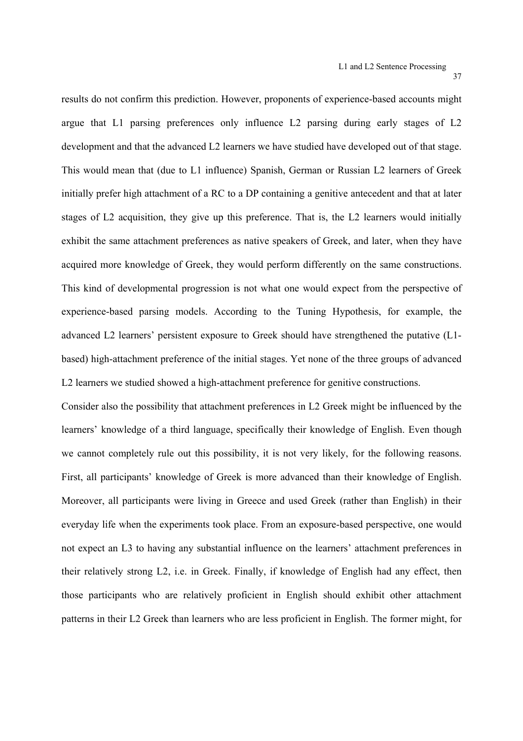results do not confirm this prediction. However, proponents of experience-based accounts might argue that L1 parsing preferences only influence L2 parsing during early stages of L2 development and that the advanced L2 learners we have studied have developed out of that stage. This would mean that (due to L1 influence) Spanish, German or Russian L2 learners of Greek initially prefer high attachment of a RC to a DP containing a genitive antecedent and that at later stages of L2 acquisition, they give up this preference. That is, the L2 learners would initially exhibit the same attachment preferences as native speakers of Greek, and later, when they have acquired more knowledge of Greek, they would perform differently on the same constructions. This kind of developmental progression is not what one would expect from the perspective of experience-based parsing models. According to the Tuning Hypothesis, for example, the advanced L2 learners' persistent exposure to Greek should have strengthened the putative (L1-based) high-attachment preference of the initial stages. Yet none of the three groups of advanced L2 learners we studied showed a high-attachment preference for genitive constructions.

Consider also the possibility that attachment preferences in L2 Greek might be influenced by the learners' knowledge of a third language, specifically their knowledge of English. Even though we cannot completely rule out this possibility, it is not very likely, for the following reasons. First, all participants' knowledge of Greek is more advanced than their knowledge of English. Moreover, all participants were living in Greece and used Greek (rather than English) in their everyday life when the experiments took place. From an exposure-based perspective, one would not expect an L3 to having any substantial influence on the learners' attachment preferences in their relatively strong L2, i.e. in Greek. Finally, if knowledge of English had any effect, then those participants who are relatively proficient in English should exhibit other attachment patterns in their L2 Greek than learners who are less proficient in English. The former might, for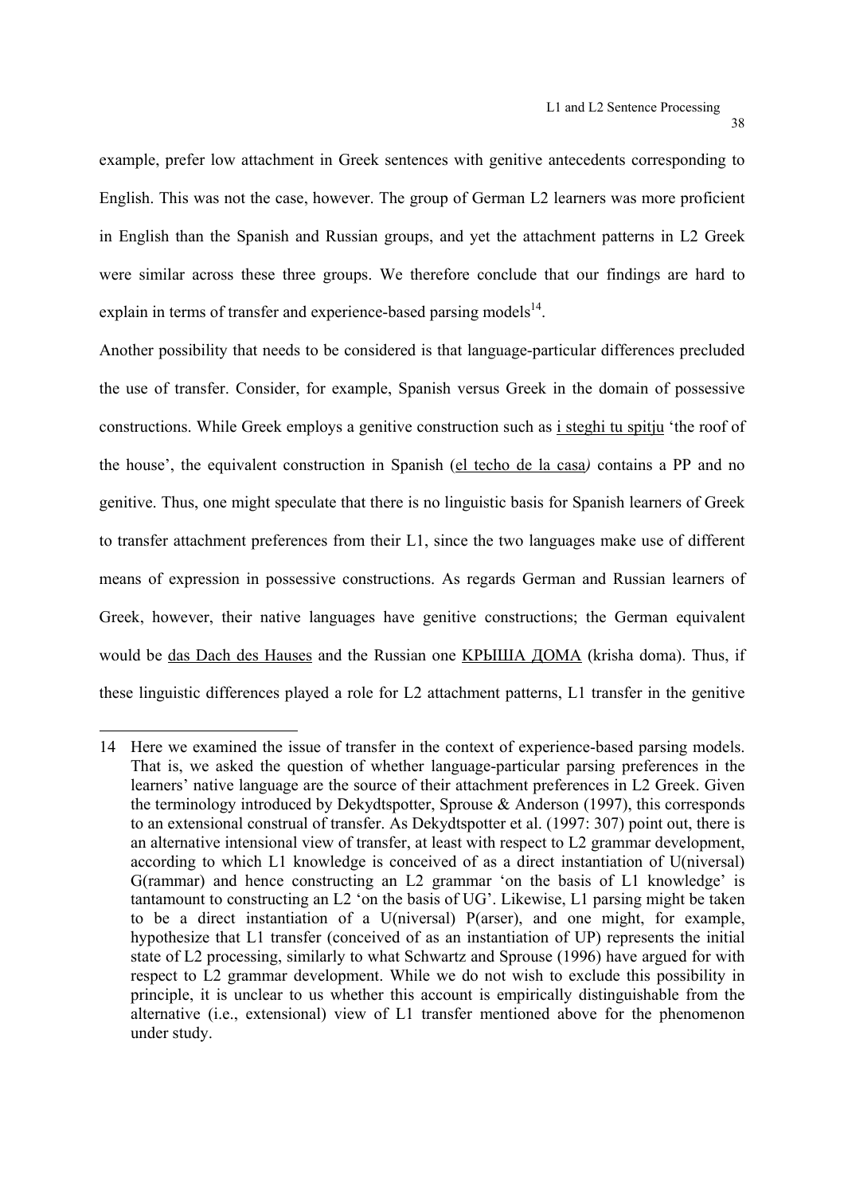example, prefer low attachment in Greek sentences with genitive antecedents corresponding to English. This was not the case, however. The group of German L2 learners was more proficient in English than the Spanish and Russian groups, and yet the attachment patterns in L2 Greek were similar across these three groups. We therefore conclude that our findings are hard to explain in terms of transfer and experience-based parsing models[14].

Another possibility that needs to be considered is that language-particular differences precluded the use of transfer. Consider, for example, Spanish versus Greek in the domain of possessive constructions. While Greek employs a genitive construction such as <u>i steghi tu spitju</u> 'the roof of the house', the equivalent construction in Spanish (<u>el techo de la casa</u>*)* contains a PP and no genitive. Thus, one might speculate that there is no linguistic basis for Spanish learners of Greek to transfer attachment preferences from their L1, since the two languages make use of different means of expression in possessive constructions. As regards German and Russian learners of Greek, however, their native languages have genitive constructions; the German equivalent would be <u>das Dach des Hauses</u> and the Russian one <u>КРЫША ДОМА</u> (krisha doma). Thus, if these linguistic differences played a role for L2 attachment patterns, L1 transfer in the genitive

---

14 Here we examined the issue of transfer in the context of experience-based parsing models. That is, we asked the question of whether language-particular parsing preferences in the learners' native language are the source of their attachment preferences in L2 Greek. Given the terminology introduced by Dekydtspotter, Sprouse & Anderson (1997), this corresponds to an extensional construal of transfer. As Dekydtspotter et al. (1997: 307) point out, there is an alternative intensional view of transfer, at least with respect to L2 grammar development, according to which L1 knowledge is conceived of as a direct instantiation of U(niversal) G(rammar) and hence constructing an L2 grammar 'on the basis of L1 knowledge' is tantamount to constructing an L2 'on the basis of UG'. Likewise, L1 parsing might be taken to be a direct instantiation of a U(niversal) P(arser), and one might, for example, hypothesize that L1 transfer (conceived of as an instantiation of UP) represents the initial state of L2 processing, similarly to what Schwartz and Sprouse (1996) have argued for with respect to L2 grammar development. While we do not wish to exclude this possibility in principle, it is unclear to us whether this account is empirically distinguishable from the alternative (i.e., extensional) view of L1 transfer mentioned above for the phenomenon under study.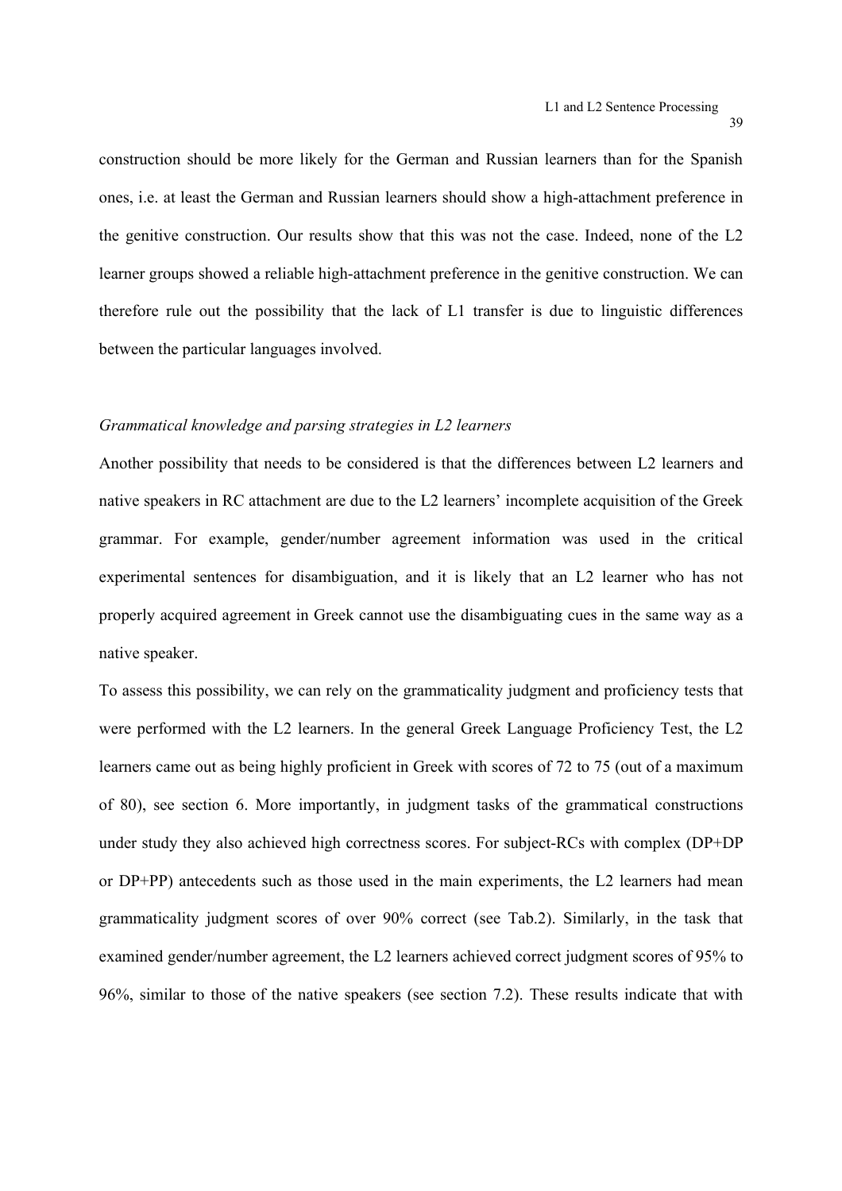construction should be more likely for the German and Russian learners than for the Spanish ones, i.e. at least the German and Russian learners should show a high-attachment preference in the genitive construction. Our results show that this was not the case. Indeed, none of the L2 learner groups showed a reliable high-attachment preference in the genitive construction. We can therefore rule out the possibility that the lack of L1 transfer is due to linguistic differences between the particular languages involved.

*Grammatical knowledge and parsing strategies in L2 learners*

Another possibility that needs to be considered is that the differences between L2 learners and native speakers in RC attachment are due to the L2 learners' incomplete acquisition of the Greek grammar. For example, gender/number agreement information was used in the critical experimental sentences for disambiguation, and it is likely that an L2 learner who has not properly acquired agreement in Greek cannot use the disambiguating cues in the same way as a native speaker.

To assess this possibility, we can rely on the grammaticality judgment and proficiency tests that were performed with the L2 learners. In the general Greek Language Proficiency Test, the L2 learners came out as being highly proficient in Greek with scores of 72 to 75 (out of a maximum of 80), see section 6. More importantly, in judgment tasks of the grammatical constructions under study they also achieved high correctness scores. For subject-RCs with complex (DP+DP or DP+PP) antecedents such as those used in the main experiments, the L2 learners had mean grammaticality judgment scores of over 90% correct (see Tab.2). Similarly, in the task that examined gender/number agreement, the L2 learners achieved correct judgment scores of 95% to 96%, similar to those of the native speakers (see section 7.2). These results indicate that with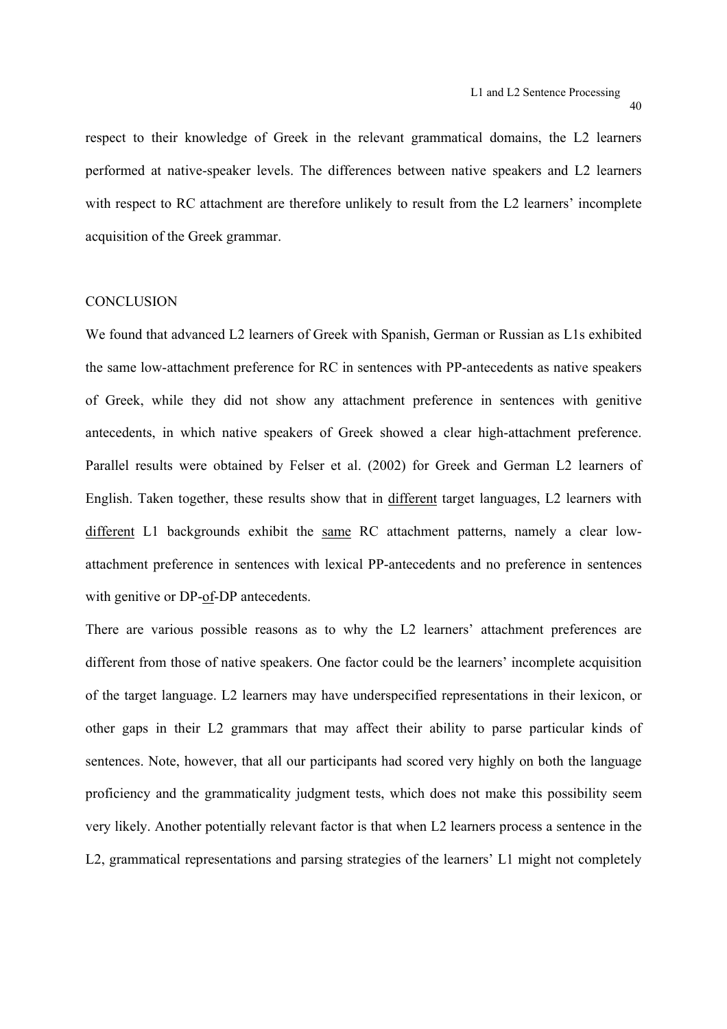respect to their knowledge of Greek in the relevant grammatical domains, the L2 learners performed at native-speaker levels. The differences between native speakers and L2 learners with respect to RC attachment are therefore unlikely to result from the L2 learners' incomplete acquisition of the Greek grammar.

## CONCLUSION

We found that advanced L2 learners of Greek with Spanish, German or Russian as L1s exhibited the same low-attachment preference for RC in sentences with PP-antecedents as native speakers of Greek, while they did not show any attachment preference in sentences with genitive antecedents, in which native speakers of Greek showed a clear high-attachment preference. Parallel results were obtained by Felser et al. (2002) for Greek and German L2 learners of English. Taken together, these results show that in <u>different</u> target languages, L2 learners with <u>different</u> L1 backgrounds exhibit the <u>same</u> RC attachment patterns, namely a clear low-attachment preference in sentences with lexical PP-antecedents and no preference in sentences with genitive or DP-<u>of</u>-DP antecedents.

There are various possible reasons as to why the L2 learners' attachment preferences are different from those of native speakers. One factor could be the learners' incomplete acquisition of the target language. L2 learners may have underspecified representations in their lexicon, or other gaps in their L2 grammars that may affect their ability to parse particular kinds of sentences. Note, however, that all our participants had scored very highly on both the language proficiency and the grammaticality judgment tests, which does not make this possibility seem very likely. Another potentially relevant factor is that when L2 learners process a sentence in the L2, grammatical representations and parsing strategies of the learners' L1 might not completely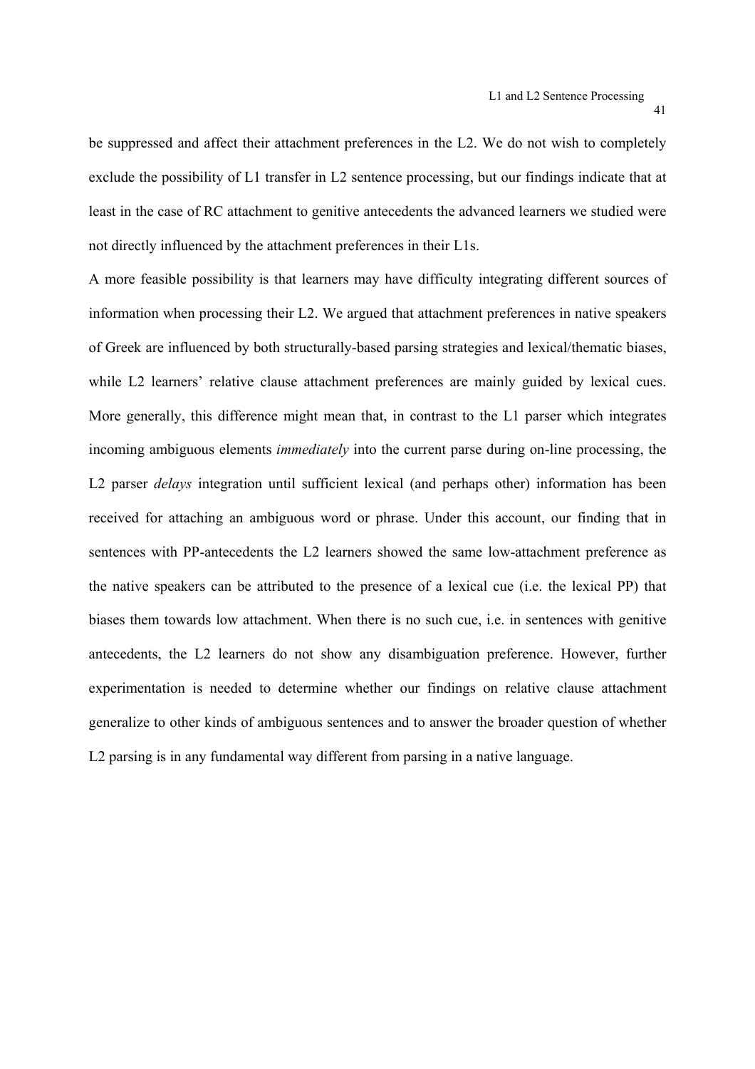be suppressed and affect their attachment preferences in the L2. We do not wish to completely exclude the possibility of L1 transfer in L2 sentence processing, but our findings indicate that at least in the case of RC attachment to genitive antecedents the advanced learners we studied were not directly influenced by the attachment preferences in their L1s.

A more feasible possibility is that learners may have difficulty integrating different sources of information when processing their L2. We argued that attachment preferences in native speakers of Greek are influenced by both structurally-based parsing strategies and lexical/thematic biases, while L2 learners' relative clause attachment preferences are mainly guided by lexical cues. More generally, this difference might mean that, in contrast to the L1 parser which integrates incoming ambiguous elements *immediately* into the current parse during on-line processing, the L2 parser *delays* integration until sufficient lexical (and perhaps other) information has been received for attaching an ambiguous word or phrase. Under this account, our finding that in sentences with PP-antecedents the L2 learners showed the same low-attachment preference as the native speakers can be attributed to the presence of a lexical cue (i.e. the lexical PP) that biases them towards low attachment. When there is no such cue, i.e. in sentences with genitive antecedents, the L2 learners do not show any disambiguation preference. However, further experimentation is needed to determine whether our findings on relative clause attachment generalize to other kinds of ambiguous sentences and to answer the broader question of whether L2 parsing is in any fundamental way different from parsing in a native language.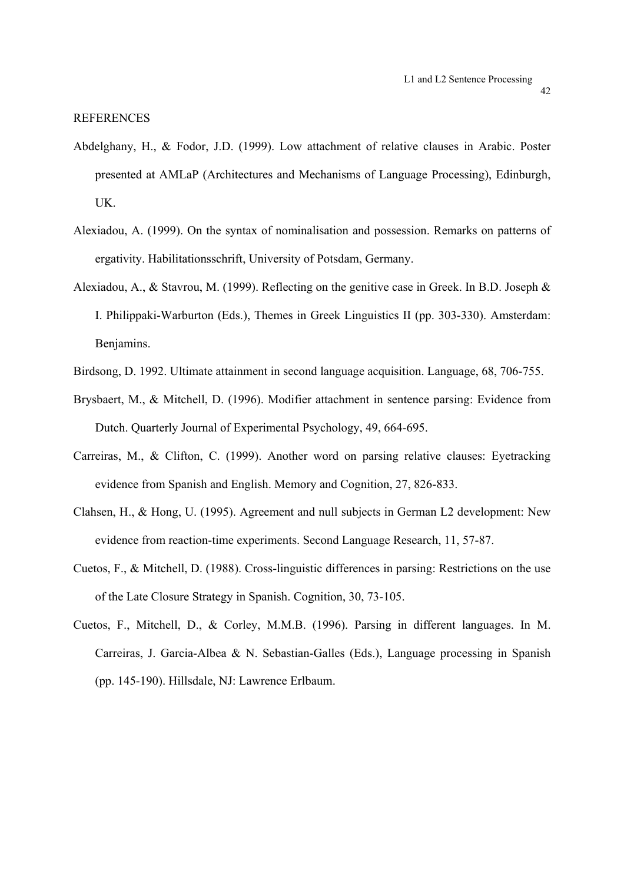## REFERENCES

Abdelghany, H., & Fodor, J.D. (1999). Low attachment of relative clauses in Arabic. Poster presented at AMLaP (Architectures and Mechanisms of Language Processing), Edinburgh, UK.

Alexiadou, A. (1999). On the syntax of nominalisation and possession. Remarks on patterns of ergativity. Habilitationsschrift, University of Potsdam, Germany.

Alexiadou, A., & Stavrou, M. (1999). Reflecting on the genitive case in Greek. In B.D. Joseph & I. Philippaki-Warburton (Eds.), Themes in Greek Linguistics II (pp. 303-330). Amsterdam: Benjamins.

Birdsong, D. 1992. Ultimate attainment in second language acquisition. Language, 68, 706-755.

Brysbaert, M., & Mitchell, D. (1996). Modifier attachment in sentence parsing: Evidence from Dutch. Quarterly Journal of Experimental Psychology, 49, 664-695.

Carreiras, M., & Clifton, C. (1999). Another word on parsing relative clauses: Eyetracking evidence from Spanish and English. Memory and Cognition, 27, 826-833.

Clahsen, H., & Hong, U. (1995). Agreement and null subjects in German L2 development: New evidence from reaction-time experiments. Second Language Research, 11, 57-87.

Cuetos, F., & Mitchell, D. (1988). Cross-linguistic differences in parsing: Restrictions on the use of the Late Closure Strategy in Spanish. Cognition, 30, 73-105.

Cuetos, F., Mitchell, D., & Corley, M.M.B. (1996). Parsing in different languages. In M. Carreiras, J. Garcia-Albea & N. Sebastian-Galles (Eds.), Language processing in Spanish (pp. 145-190). Hillsdale, NJ: Lawrence Erlbaum.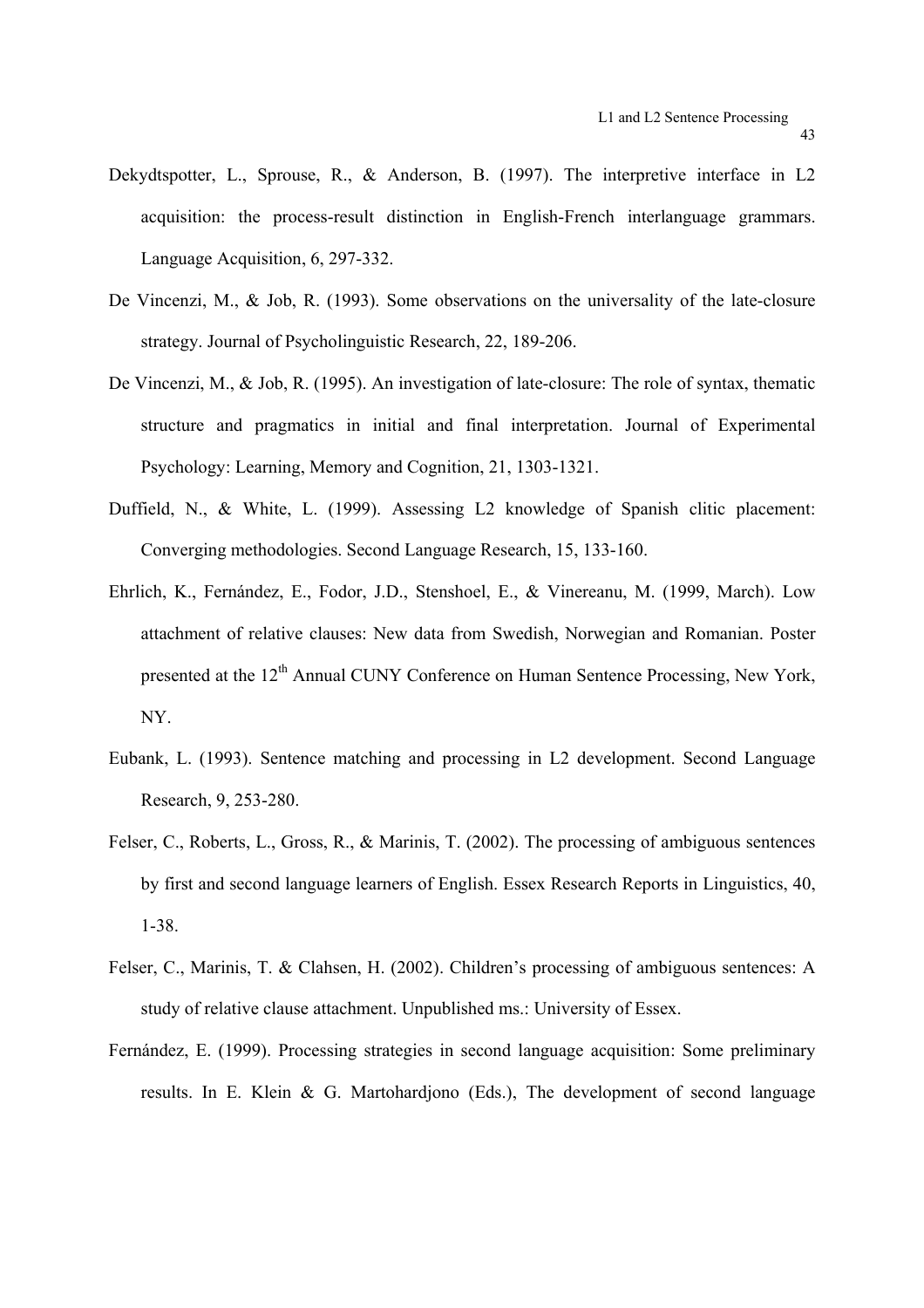Dekydtspotter, L., Sprouse, R., & Anderson, B. (1997). The interpretive interface in L2 acquisition: the process-result distinction in English-French interlanguage grammars. Language Acquisition, 6, 297-332.

De Vincenzi, M., & Job, R. (1993). Some observations on the universality of the late-closure strategy. Journal of Psycholinguistic Research, 22, 189-206.

De Vincenzi, M., & Job, R. (1995). An investigation of late-closure: The role of syntax, thematic structure and pragmatics in initial and final interpretation. Journal of Experimental Psychology: Learning, Memory and Cognition, 21, 1303-1321.

Duffield, N., & White, L. (1999). Assessing L2 knowledge of Spanish clitic placement: Converging methodologies. Second Language Research, 15, 133-160.

Ehrlich, K., Fernández, E., Fodor, J.D., Stenshoel, E., & Vinereanu, M. (1999, March). Low attachment of relative clauses: New data from Swedish, Norwegian and Romanian. Poster presented at the 12th Annual CUNY Conference on Human Sentence Processing, New York, NY.

Eubank, L. (1993). Sentence matching and processing in L2 development. Second Language Research, 9, 253-280.

Felser, C., Roberts, L., Gross, R., & Marinis, T. (2002). The processing of ambiguous sentences by first and second language learners of English. Essex Research Reports in Linguistics, 40, 1-38.

Felser, C., Marinis, T. & Clahsen, H. (2002). Children's processing of ambiguous sentences: A study of relative clause attachment. Unpublished ms.: University of Essex.

Fernández, E. (1999). Processing strategies in second language acquisition: Some preliminary results. In E. Klein & G. Martohardjono (Eds.), The development of second language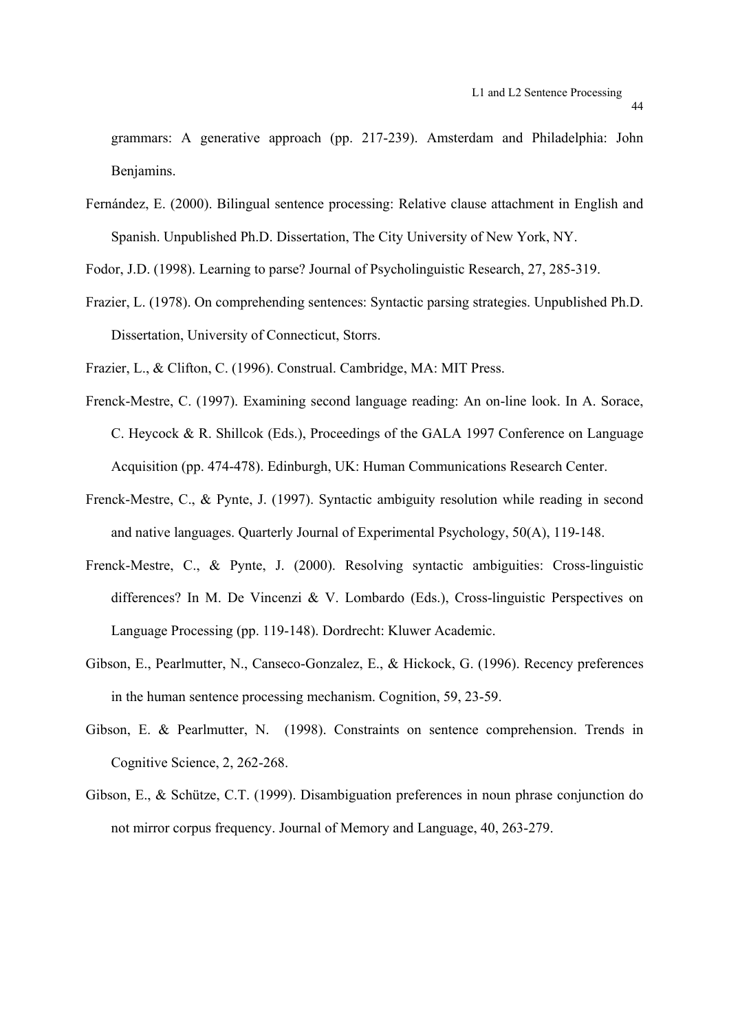grammars: A generative approach (pp. 217-239). Amsterdam and Philadelphia: John Benjamins.

Fernández, E. (2000). Bilingual sentence processing: Relative clause attachment in English and Spanish. Unpublished Ph.D. Dissertation, The City University of New York, NY.

Fodor, J.D. (1998). Learning to parse? Journal of Psycholinguistic Research, 27, 285-319.

Frazier, L. (1978). On comprehending sentences: Syntactic parsing strategies. Unpublished Ph.D. Dissertation, University of Connecticut, Storrs.

Frazier, L., & Clifton, C. (1996). Construal. Cambridge, MA: MIT Press.

Frenck-Mestre, C. (1997). Examining second language reading: An on-line look. In A. Sorace, C. Heycock & R. Shillcok (Eds.), Proceedings of the GALA 1997 Conference on Language Acquisition (pp. 474-478). Edinburgh, UK: Human Communications Research Center.

Frenck-Mestre, C., & Pynte, J. (1997). Syntactic ambiguity resolution while reading in second and native languages. Quarterly Journal of Experimental Psychology, 50(A), 119-148.

Frenck-Mestre, C., & Pynte, J. (2000). Resolving syntactic ambiguities: Cross-linguistic differences? In M. De Vincenzi & V. Lombardo (Eds.), Cross-linguistic Perspectives on Language Processing (pp. 119-148). Dordrecht: Kluwer Academic.

Gibson, E., Pearlmutter, N., Canseco-Gonzalez, E., & Hickock, G. (1996). Recency preferences in the human sentence processing mechanism. Cognition, 59, 23-59.

Gibson, E. & Pearlmutter, N. (1998). Constraints on sentence comprehension. Trends in Cognitive Science, 2, 262-268.

Gibson, E., & Schütze, C.T. (1999). Disambiguation preferences in noun phrase conjunction do not mirror corpus frequency. Journal of Memory and Language, 40, 263-279.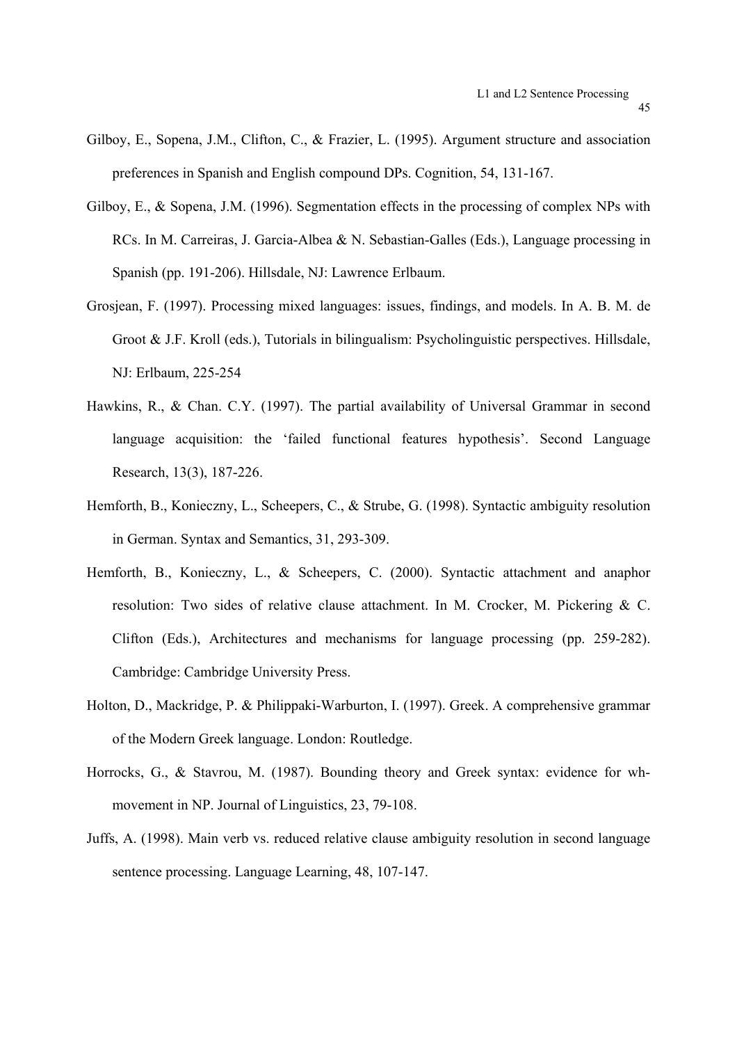Gilboy, E., Sopena, J.M., Clifton, C., & Frazier, L. (1995). Argument structure and association preferences in Spanish and English compound DPs. Cognition, 54, 131-167.

Gilboy, E., & Sopena, J.M. (1996). Segmentation effects in the processing of complex NPs with RCs. In M. Carreiras, J. Garcia-Albea & N. Sebastian-Galles (Eds.), Language processing in Spanish (pp. 191-206). Hillsdale, NJ: Lawrence Erlbaum.

Grosjean, F. (1997). Processing mixed languages: issues, findings, and models. In A. B. M. de Groot & J.F. Kroll (eds.), Tutorials in bilingualism: Psycholinguistic perspectives. Hillsdale, NJ: Erlbaum, 225-254

Hawkins, R., & Chan. C.Y. (1997). The partial availability of Universal Grammar in second language acquisition: the 'failed functional features hypothesis'. Second Language Research, 13(3), 187-226.

Hemforth, B., Konieczny, L., Scheepers, C., & Strube, G. (1998). Syntactic ambiguity resolution in German. Syntax and Semantics, 31, 293-309.

Hemforth, B., Konieczny, L., & Scheepers, C. (2000). Syntactic attachment and anaphor resolution: Two sides of relative clause attachment. In M. Crocker, M. Pickering & C. Clifton (Eds.), Architectures and mechanisms for language processing (pp. 259-282). Cambridge: Cambridge University Press.

Holton, D., Mackridge, P. & Philippaki-Warburton, I. (1997). Greek. A comprehensive grammar of the Modern Greek language. London: Routledge.

Horrocks, G., & Stavrou, M. (1987). Bounding theory and Greek syntax: evidence for wh-movement in NP. Journal of Linguistics, 23, 79-108.

Juffs, A. (1998). Main verb vs. reduced relative clause ambiguity resolution in second language sentence processing. Language Learning, 48, 107-147.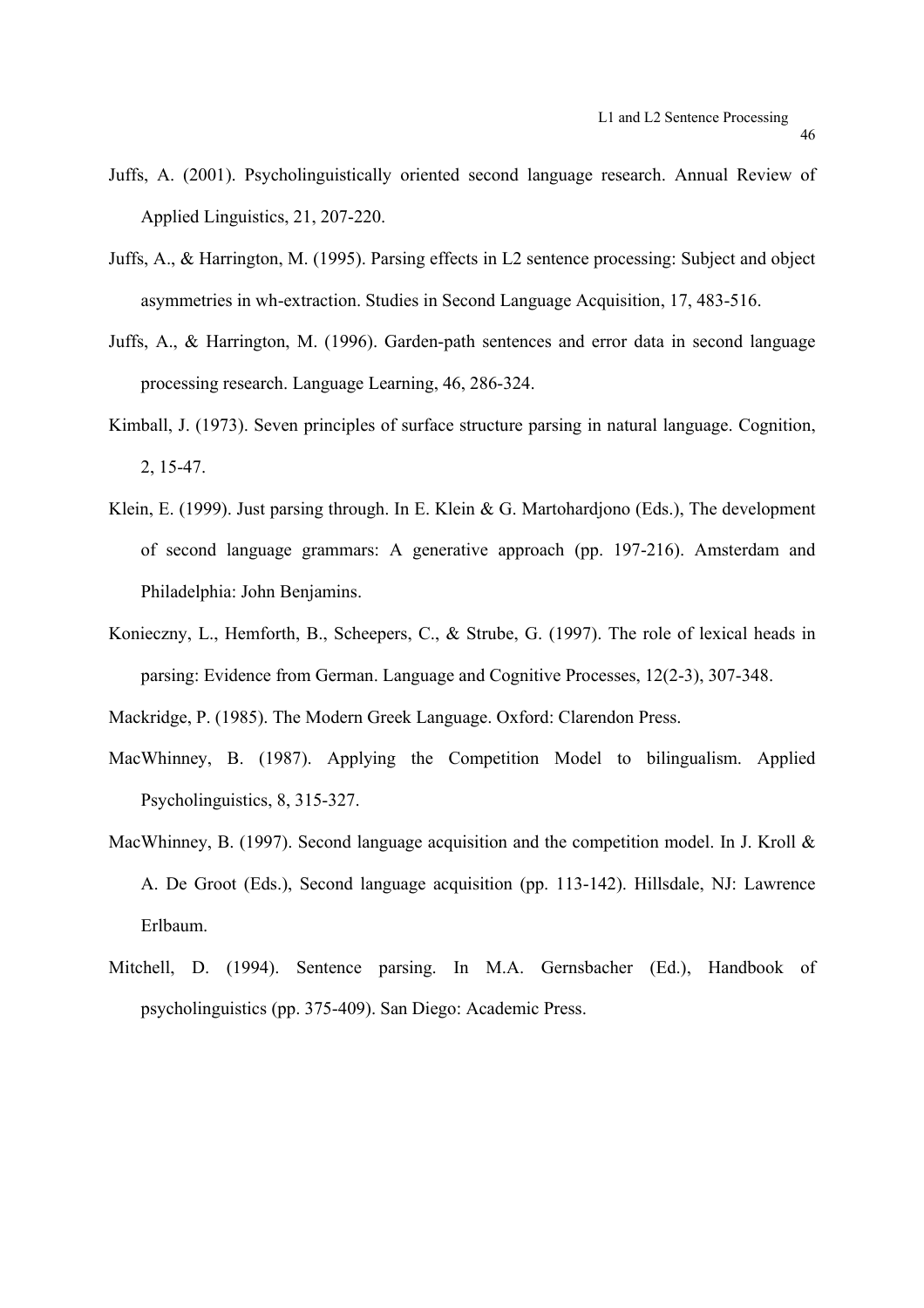Juffs, A. (2001). Psycholinguistically oriented second language research. Annual Review of Applied Linguistics, 21, 207-220.

Juffs, A., & Harrington, M. (1995). Parsing effects in L2 sentence processing: Subject and object asymmetries in wh-extraction. Studies in Second Language Acquisition, 17, 483-516.

Juffs, A., & Harrington, M. (1996). Garden-path sentences and error data in second language processing research. Language Learning, 46, 286-324.

Kimball, J. (1973). Seven principles of surface structure parsing in natural language. Cognition, 2, 15-47.

Klein, E. (1999). Just parsing through. In E. Klein & G. Martohardjono (Eds.), The development of second language grammars: A generative approach (pp. 197-216). Amsterdam and Philadelphia: John Benjamins.

Konieczny, L., Hemforth, B., Scheepers, C., & Strube, G. (1997). The role of lexical heads in parsing: Evidence from German. Language and Cognitive Processes, 12(2-3), 307-348.

Mackridge, P. (1985). The Modern Greek Language. Oxford: Clarendon Press.

MacWhinney, B. (1987). Applying the Competition Model to bilingualism. Applied Psycholinguistics, 8, 315-327.

MacWhinney, B. (1997). Second language acquisition and the competition model. In J. Kroll & A. De Groot (Eds.), Second language acquisition (pp. 113-142). Hillsdale, NJ: Lawrence Erlbaum.

Mitchell, D. (1994). Sentence parsing. In M.A. Gernsbacher (Ed.), Handbook of psycholinguistics (pp. 375-409). San Diego: Academic Press.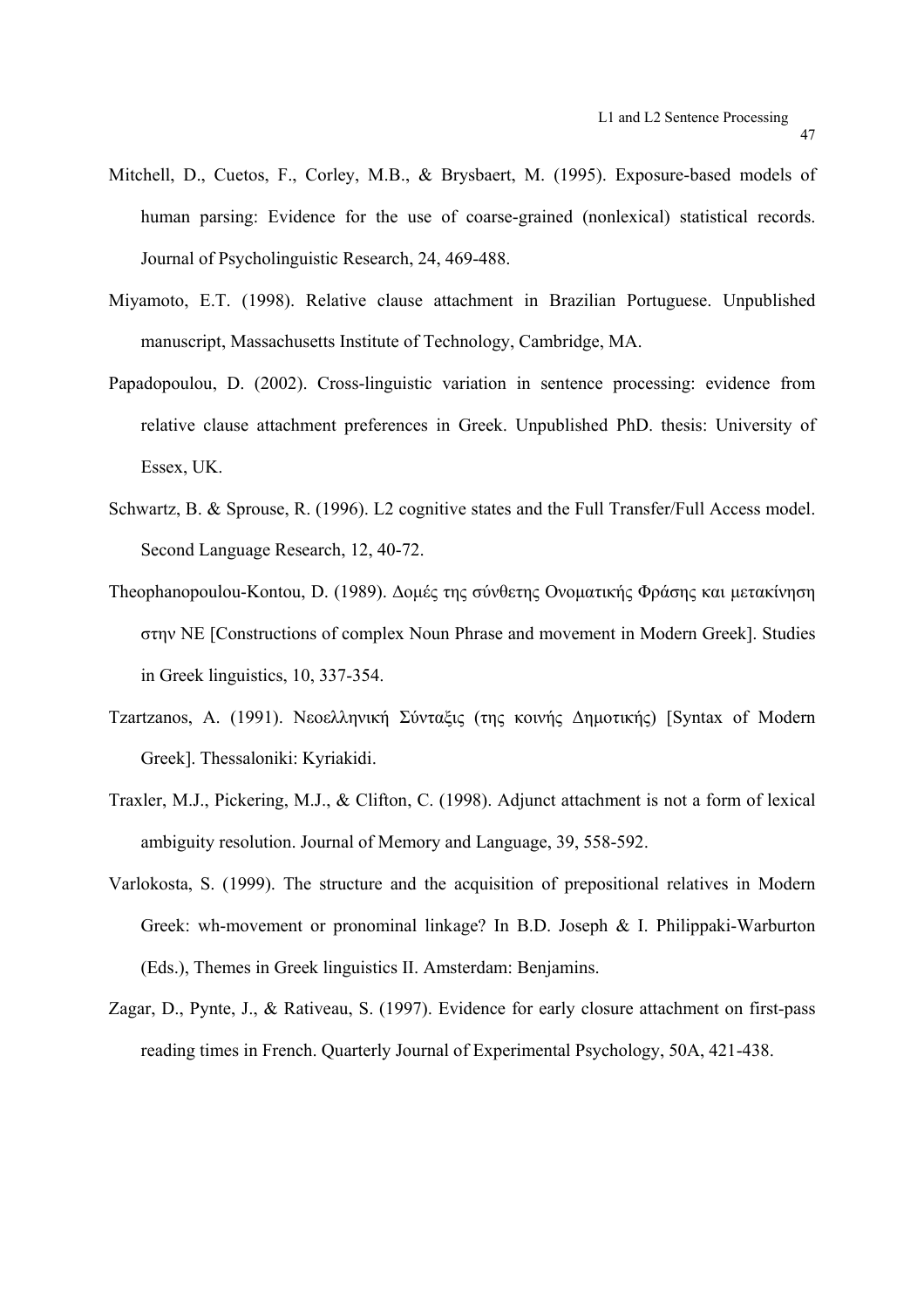Mitchell, D., Cuetos, F., Corley, M.B., & Brysbaert, M. (1995). Exposure-based models of human parsing: Evidence for the use of coarse-grained (nonlexical) statistical records. Journal of Psycholinguistic Research, 24, 469-488.

Miyamoto, E.T. (1998). Relative clause attachment in Brazilian Portuguese. Unpublished manuscript, Massachusetts Institute of Technology, Cambridge, MA.

Papadopoulou, D. (2002). Cross-linguistic variation in sentence processing: evidence from relative clause attachment preferences in Greek. Unpublished PhD. thesis: University of Essex, UK.

Schwartz, B. & Sprouse, R. (1996). L2 cognitive states and the Full Transfer/Full Access model. Second Language Research, 12, 40-72.

Theophanopoulou-Kontou, D. (1989). Δομές της σύνθετης Ονοματικής Φράσης και μετακίνηση στην ΝΕ [Constructions of complex Noun Phrase and movement in Modern Greek]. Studies in Greek linguistics, 10, 337-354.

Tzartzanos, A. (1991). Νεοελληνική Σύνταξις (της κοινής Δημοτικής) [Syntax of Modern Greek]. Thessaloniki: Kyriakidi.

Traxler, M.J., Pickering, M.J., & Clifton, C. (1998). Adjunct attachment is not a form of lexical ambiguity resolution. Journal of Memory and Language, 39, 558-592.

Varlokosta, S. (1999). The structure and the acquisition of prepositional relatives in Modern Greek: wh-movement or pronominal linkage? In B.D. Joseph & I. Philippaki-Warburton (Eds.), Themes in Greek linguistics II. Amsterdam: Benjamins.

Zagar, D., Pynte, J., & Rativeau, S. (1997). Evidence for early closure attachment on first-pass reading times in French. Quarterly Journal of Experimental Psychology, 50A, 421-438.